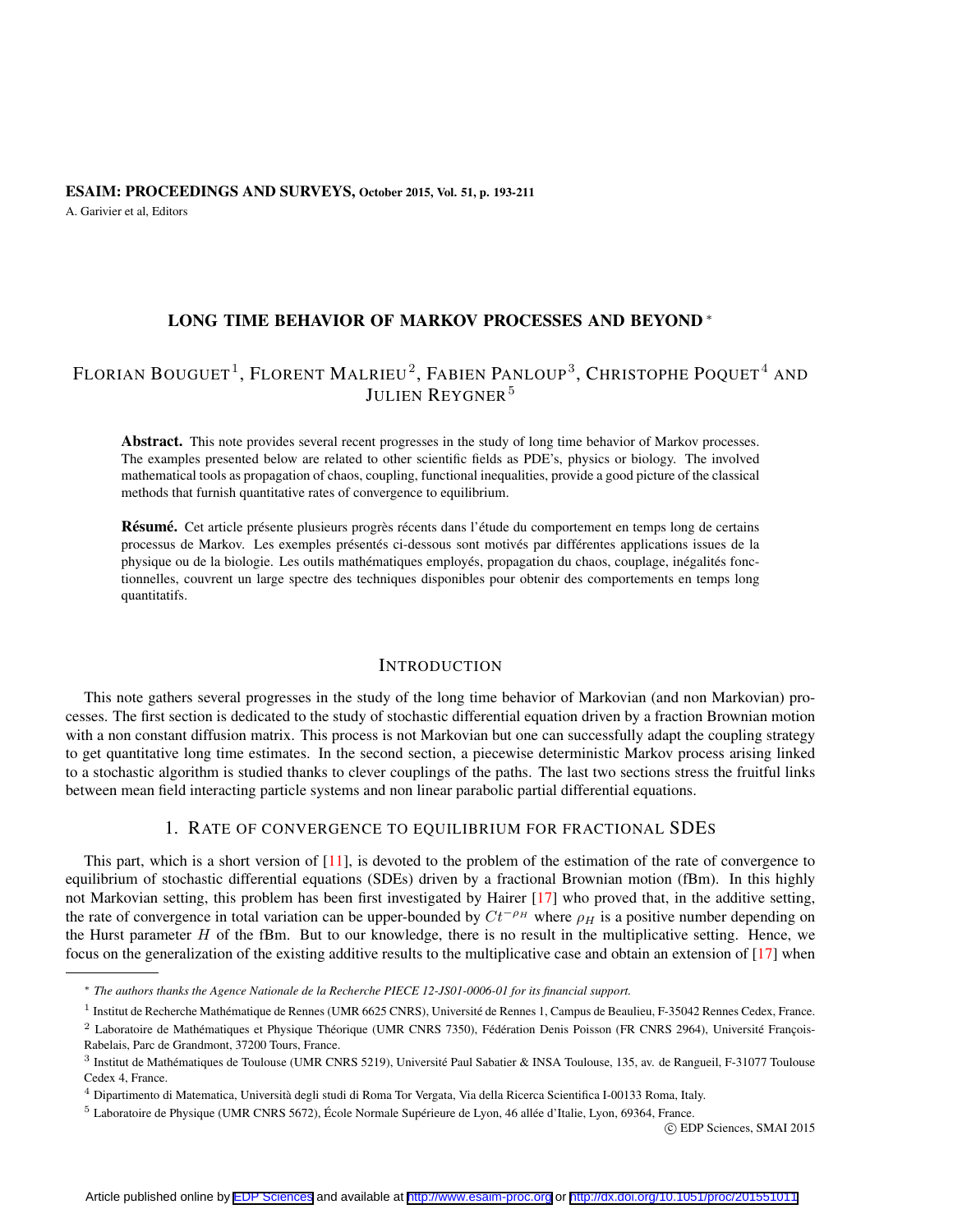# LONG TIME BEHAVIOR OF MARKOV PROCESSES AND BEYOND *

Florian Bouguet[1], Florent Malrieu[2], Fabien Panloup[3], Christophe Poquet[4] and Julien Reygner[5]

**Abstract.** This note provides several recent progresses in the study of long time behavior of Markov processes. The examples presented below are related to other scientific fields as PDE's, physics or biology. The involved mathematical tools as propagation of chaos, coupling, functional inequalities, provide a good picture of the classical methods that furnish quantitative rates of convergence to equilibrium.

**Résumé.** Cet article présente plusieurs progrès récents dans l'étude du comportement en temps long de certains processus de Markov. Les exemples présentés ci-dessous sont motivés par différentes applications issues de la physique ou de la biologie. Les outils mathématiques employés, propagation du chaos, couplage, inégalités fonctionnelles, couvrent un large spectre des techniques disponibles pour obtenir des comportements en temps long quantitatifs.

## Introduction

This note gathers several progresses in the study of the long time behavior of Markovian (and non Markovian) processes. The first section is dedicated to the study of stochastic differential equation driven by a fraction Brownian motion with a non constant diffusion matrix. This process is not Markovian but one can successfully adapt the coupling strategy to get quantitative long time estimates. In the second section, a piecewise deterministic Markov process arising linked to a stochastic algorithm is studied thanks to clever couplings of the paths. The last two sections stress the fruitful links between mean field interacting particle systems and non linear parabolic partial differential equations.

## 1. Rate of convergence to equilibrium for fractional SDEs

This part, which is a short version of [11], is devoted to the problem of the estimation of the rate of convergence to equilibrium of stochastic differential equations (SDEs) driven by a fractional Brownian motion (fBm). In this highly not Markovian setting, this problem has been first investigated by Hairer [17] who proved that, in the additive setting, the rate of convergence in total variation can be upper-bounded by $Ct^{-\rho_H}$ where $\rho_H$ is a positive number depending on the Hurst parameter $H$ of the fBm. But to our knowledge, there is no result in the multiplicative setting. Hence, we focus on the generalization of the existing additive results to the multiplicative case and obtain an extension of [17] when

* *The authors thanks the Agence Nationale de la Recherche PIECE 12-JS01-0006-01 for its financial support.*

[1] Institut de Recherche Mathématique de Rennes (UMR 6625 CNRS), Université de Rennes 1, Campus de Beaulieu, F-35042 Rennes Cedex, France.

[2] Laboratoire de Mathématiques et Physique Théorique (UMR CNRS 7350), Fédération Denis Poisson (FR CNRS 2964), Université François-Rabelais, Parc de Grandmont, 37200 Tours, France.

[3] Institut de Mathématiques de Toulouse (UMR CNRS 5219), Université Paul Sabatier & INSA Toulouse, 135, av. de Rangueil, F-31077 Toulouse Cedex 4, France.

[4] Dipartimento di Matematica, Università degli studi di Roma Tor Vergata, Via della Ricerca Scientifica I-00133 Roma, Italy.

[5] Laboratoire de Physique (UMR CNRS 5672), École Normale Supérieure de Lyon, 46 allée d'Italie, Lyon, 69364, France.

© EDP Sciences, SMAI 2015

Article published online by EDP Sciences and available at http://www.esaim-proc.org or http://dx.doi.org/10.1051/proc/201551011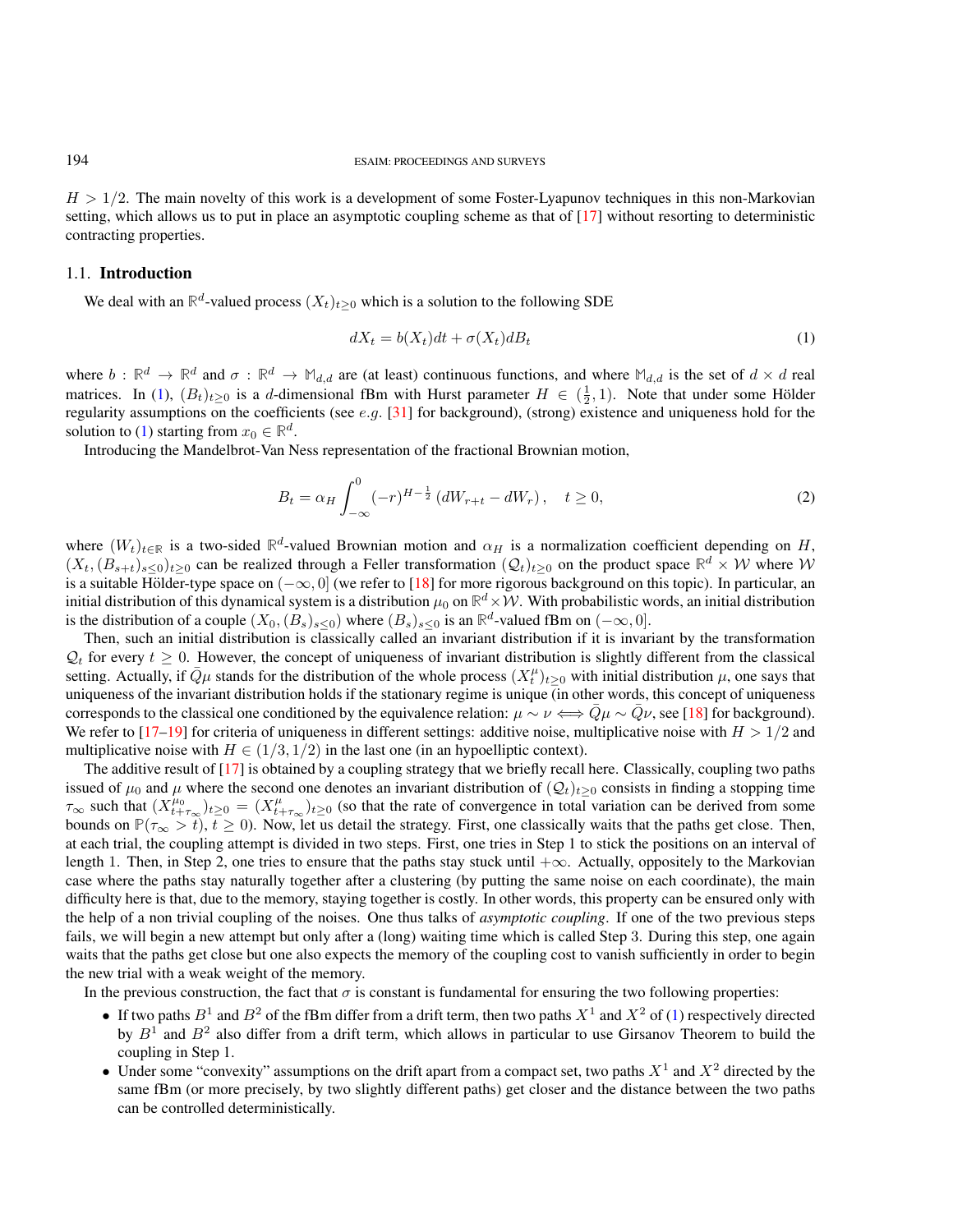$H > 1/2$. The main novelty of this work is a development of some Foster-Lyapunov techniques in this non-Markovian setting, which allows us to put in place an asymptotic coupling scheme as that of [17] without resorting to deterministic contracting properties.

### 1.1. **Introduction**

We deal with an $\mathbb{R}^d$-valued process $(X_t)_{t\geq 0}$ which is a solution to the following SDE

$$dX_t = b(X_t)dt + \sigma(X_t)dB_t \tag{1}$$

where $b : \mathbb{R}^d \to \mathbb{R}^d$ and $\sigma : \mathbb{R}^d \to \mathbb{M}_{d,d}$ are (at least) continuous functions, and where $\mathbb{M}_{d,d}$ is the set of $d \times d$ real matrices. In (1), $(B_t)_{t\geq 0}$ is a $d$-dimensional fBm with Hurst parameter $H \in (\frac{1}{2}, 1)$. Note that under some Hölder regularity assumptions on the coefficients (see *e.g.* [31] for background), (strong) existence and uniqueness hold for the solution to (1) starting from $x_0 \in \mathbb{R}^d$.

Introducing the Mandelbrot-Van Ness representation of the fractional Brownian motion,

$$B_t = \alpha_H \int_{-\infty}^{0} (-r)^{H-\frac{1}{2}} \left(dW_{r+t} - dW_r\right), \quad t \geq 0, \tag{2}$$

where $(W_t)_{t\in\mathbb{R}}$ is a two-sided $\mathbb{R}^d$-valued Brownian motion and $\alpha_H$ is a normalization coefficient depending on $H$, $(X_t, (B_{s+t})_{s\leq 0})_{t\geq 0}$ can be realized through a Feller transformation $(\mathcal{Q}_t)_{t\geq 0}$ on the product space $\mathbb{R}^d \times \mathcal{W}$ where $\mathcal{W}$ is a suitable Hölder-type space on $(-\infty, 0]$ (we refer to [18] for more rigorous background on this topic). In particular, an initial distribution of this dynamical system is a distribution $\mu_0$ on $\mathbb{R}^d \times \mathcal{W}$. With probabilistic words, an initial distribution is the distribution of a couple $(X_0, (B_s)_{s\leq 0})$ where $(B_s)_{s\leq 0}$ is an $\mathbb{R}^d$-valued fBm on $(-\infty, 0]$.

Then, such an initial distribution is classically called an invariant distribution if it is invariant by the transformation $\mathcal{Q}_t$ for every $t \geq 0$. However, the concept of uniqueness of invariant distribution is slightly different from the classical setting. Actually, if $\bar{Q}\mu$ stands for the distribution of the whole process $(X_t^\mu)_{t\geq 0}$ with initial distribution $\mu$, one says that uniqueness of the invariant distribution holds if the stationary regime is unique (in other words, this concept of uniqueness corresponds to the classical one conditioned by the equivalence relation: $\mu \sim \nu \Longleftrightarrow \bar{Q}\mu \sim \bar{Q}\nu$, see [18] for background). We refer to [17–19] for criteria of uniqueness in different settings: additive noise, multiplicative noise with $H > 1/2$ and multiplicative noise with $H \in (1/3, 1/2)$ in the last one (in an hypoelliptic context).

The additive result of [17] is obtained by a coupling strategy that we briefly recall here. Classically, coupling two paths issued of $\mu_0$ and $\mu$ where the second one denotes an invariant distribution of $(\mathcal{Q}_t)_{t\geq 0}$ consists in finding a stopping time $\tau_\infty$ such that $(X_{t+\tau_\infty}^{\mu_0})_{t\geq 0} = (X_{t+\tau_\infty}^{\mu})_{t\geq 0}$ (so that the rate of convergence in total variation can be derived from some bounds on $\mathbb{P}(\tau_\infty > t)$, $t \geq 0$). Now, let us detail the strategy. First, one classically waits that the paths get close. Then, at each trial, the coupling attempt is divided in two steps. First, one tries in Step 1 to stick the positions on an interval of length 1. Then, in Step 2, one tries to ensure that the paths stay stuck until $+\infty$. Actually, oppositely to the Markovian case where the paths stay naturally together after a clustering (by putting the same noise on each coordinate), the main difficulty here is that, due to the memory, staying together is costly. In other words, this property can be ensured only with the help of a non trivial coupling of the noises. One thus talks of *asymptotic coupling*. If one of the two previous steps fails, we will begin a new attempt but only after a (long) waiting time which is called Step 3. During this step, one again waits that the paths get close but one also expects the memory of the coupling cost to vanish sufficiently in order to begin the new trial with a weak weight of the memory.

In the previous construction, the fact that $\sigma$ is constant is fundamental for ensuring the two following properties:

- If two paths $B^1$ and $B^2$ of the fBm differ from a drift term, then two paths $X^1$ and $X^2$ of (1) respectively directed by $B^1$ and $B^2$ also differ from a drift term, which allows in particular to use Girsanov Theorem to build the coupling in Step 1.
- Under some "convexity" assumptions on the drift apart from a compact set, two paths $X^1$ and $X^2$ directed by the same fBm (or more precisely, by two slightly different paths) get closer and the distance between the two paths can be controlled deterministically.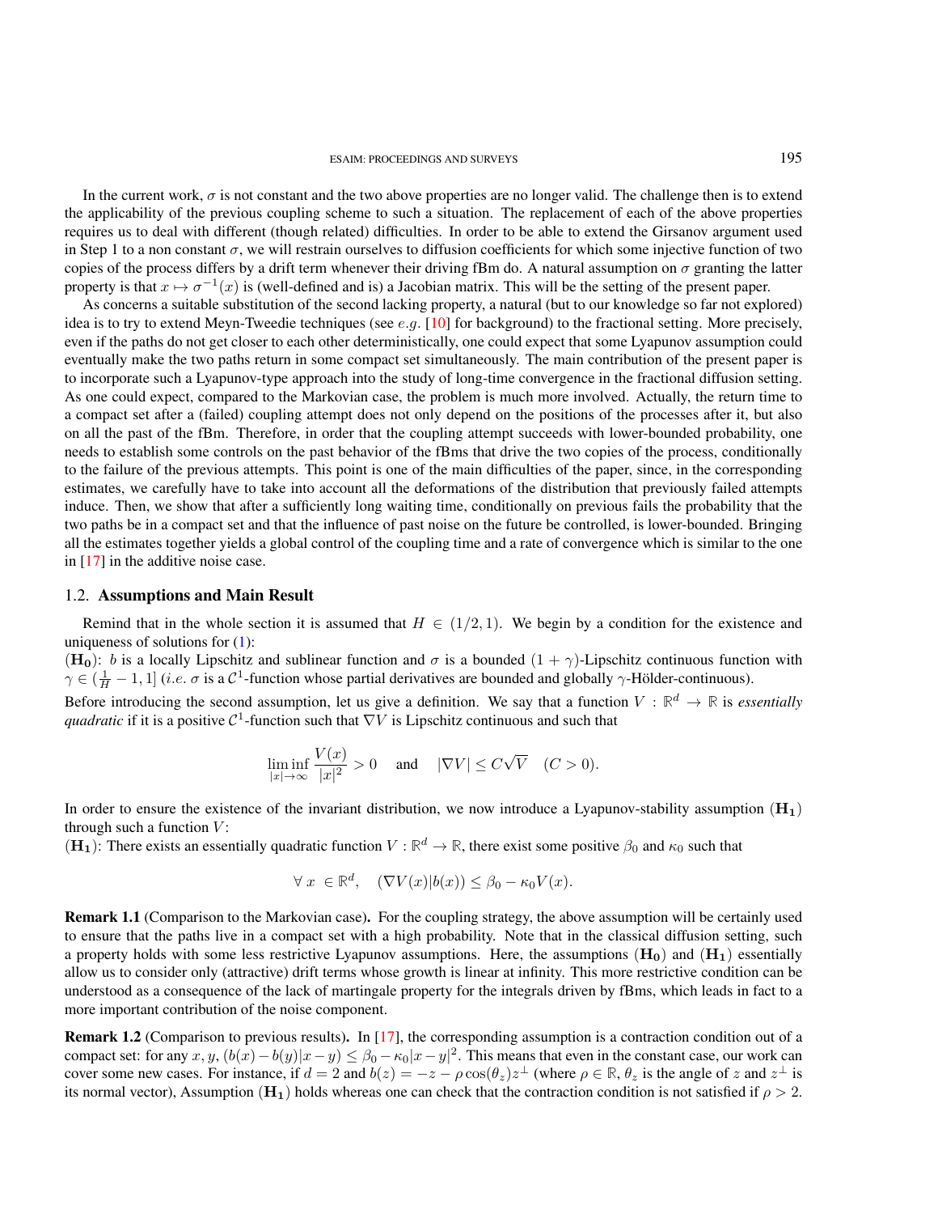In the current work, $\sigma$ is not constant and the two above properties are no longer valid. The challenge then is to extend the applicability of the previous coupling scheme to such a situation. The replacement of each of the above properties requires us to deal with different (though related) difficulties. In order to be able to extend the Girsanov argument used in Step 1 to a non constant $\sigma$, we will restrain ourselves to diffusion coefficients for which some injective function of two copies of the process differs by a drift term whenever their driving fBm do. A natural assumption on $\sigma$ granting the latter property is that $x \mapsto \sigma^{-1}(x)$ is (well-defined and is) a Jacobian matrix. This will be the setting of the present paper.

As concerns a suitable substitution of the second lacking property, a natural (but to our knowledge so far not explored) idea is to try to extend Meyn-Tweedie techniques (see *e.g.* [10] for background) to the fractional setting. More precisely, even if the paths do not get closer to each other deterministically, one could expect that some Lyapunov assumption could eventually make the two paths return in some compact set simultaneously. The main contribution of the present paper is to incorporate such a Lyapunov-type approach into the study of long-time convergence in the fractional diffusion setting. As one could expect, compared to the Markovian case, the problem is much more involved. Actually, the return time to a compact set after a (failed) coupling attempt does not only depend on the positions of the processes after it, but also on all the past of the fBm. Therefore, in order that the coupling attempt succeeds with lower-bounded probability, one needs to establish some controls on the past behavior of the fBms that drive the two copies of the process, conditionally to the failure of the previous attempts. This point is one of the main difficulties of the paper, since, in the corresponding estimates, we carefully have to take into account all the deformations of the distribution that previously failed attempts induce. Then, we show that after a sufficiently long waiting time, conditionally on previous fails the probability that the two paths be in a compact set and that the influence of past noise on the future be controlled, is lower-bounded. Bringing all the estimates together yields a global control of the coupling time and a rate of convergence which is similar to the one in [17] in the additive noise case.

### 1.2. Assumptions and Main Result

Remind that in the whole section it is assumed that $H \in (1/2, 1)$. We begin by a condition for the existence and uniqueness of solutions for (1):

$(\mathbf{H_0})$: $b$ is a locally Lipschitz and sublinear function and $\sigma$ is a bounded $(1+\gamma)$-Lipschitz continuous function with $\gamma \in (\frac{1}{H} - 1, 1]$ (*i.e.* $\sigma$ is a $\mathcal{C}^1$-function whose partial derivatives are bounded and globally $\gamma$-Hölder-continuous).

Before introducing the second assumption, let us give a definition. We say that a function $V : \mathbb{R}^d \to \mathbb{R}$ is *essentially quadratic* if it is a positive $\mathcal{C}^1$-function such that $\nabla V$ is Lipschitz continuous and such that

$$\liminf_{|x| \to \infty} \frac{V(x)}{|x|^2} > 0 \quad \text{and} \quad |\nabla V| \leq C\sqrt{V} \quad (C > 0).$$

In order to ensure the existence of the invariant distribution, we now introduce a Lyapunov-stability assumption $(\mathbf{H_1})$ through such a function $V$:

$(\mathbf{H_1})$: There exists an essentially quadratic function $V : \mathbb{R}^d \to \mathbb{R}$, there exist some positive $\beta_0$ and $\kappa_0$ such that

$$\forall\, x \in \mathbb{R}^d, \quad (\nabla V(x) | b(x)) \leq \beta_0 - \kappa_0 V(x).$$

**Remark 1.1** (Comparison to the Markovian case)**.** For the coupling strategy, the above assumption will be certainly used to ensure that the paths live in a compact set with a high probability. Note that in the classical diffusion setting, such a property holds with some less restrictive Lyapunov assumptions. Here, the assumptions $(\mathbf{H_0})$ and $(\mathbf{H_1})$ essentially allow us to consider only (attractive) drift terms whose growth is linear at infinity. This more restrictive condition can be understood as a consequence of the lack of martingale property for the integrals driven by fBms, which leads in fact to a more important contribution of the noise component.

**Remark 1.2** (Comparison to previous results)**.** In [17], the corresponding assumption is a contraction condition out of a compact set: for any $x, y$, $(b(x) - b(y)|x - y) \leq \beta_0 - \kappa_0 |x - y|^2$. This means that even in the constant case, our work can cover some new cases. For instance, if $d = 2$ and $b(z) = -z - \rho \cos(\theta_z) z^{\perp}$ (where $\rho \in \mathbb{R}$, $\theta_z$ is the angle of $z$ and $z^{\perp}$ is its normal vector), Assumption $(\mathbf{H_1})$ holds whereas one can check that the contraction condition is not satisfied if $\rho > 2$.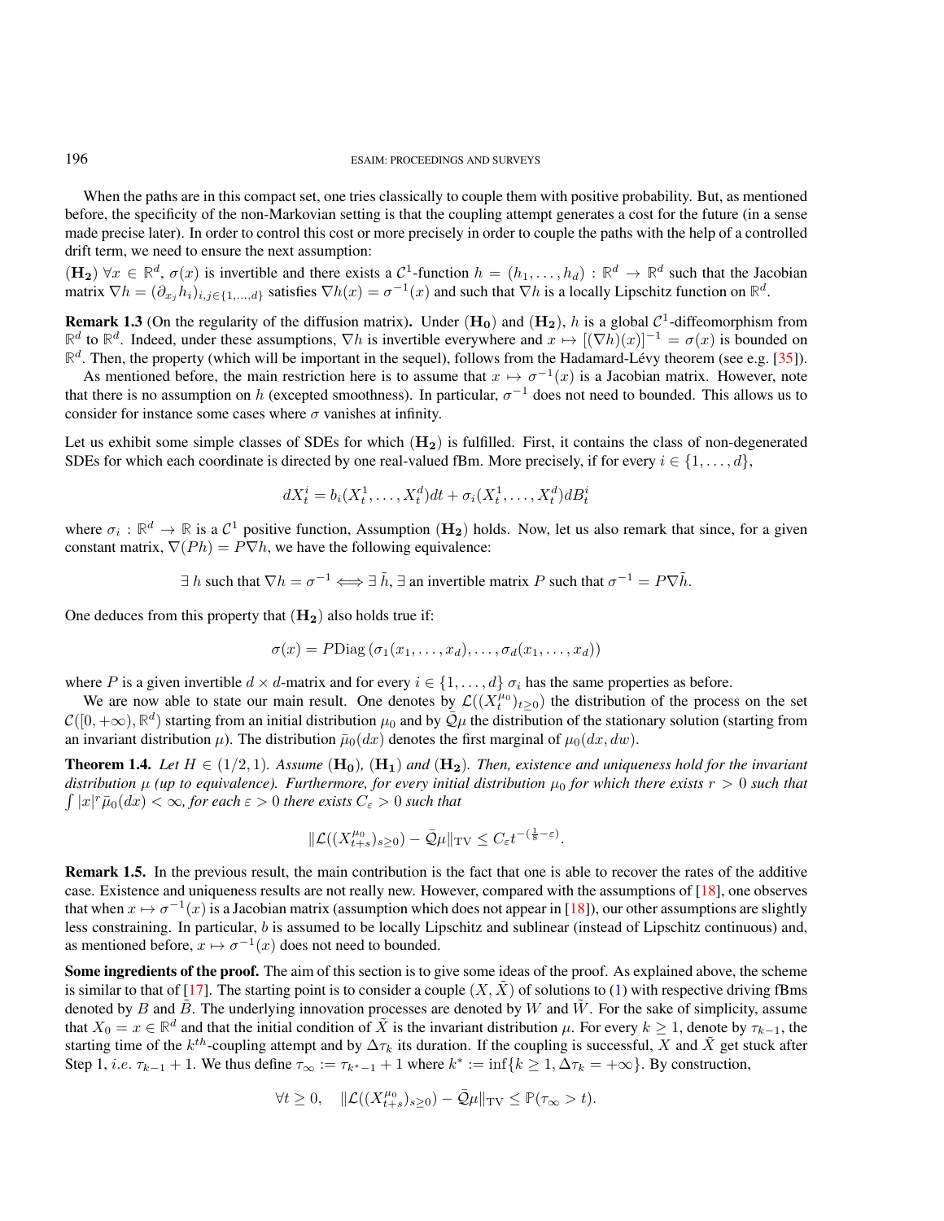When the paths are in this compact set, one tries classically to couple them with positive probability. But, as mentioned before, the specificity of the non-Markovian setting is that the coupling attempt generates a cost for the future (in a sense made precise later). In order to control this cost or more precisely in order to couple the paths with the help of a controlled drift term, we need to ensure the next assumption:

$(\mathbf{H_2})$ $\forall x \in \mathbb{R}^d$, $\sigma(x)$ is invertible and there exists a $\mathcal{C}^1$-function $h = (h_1, \ldots, h_d) : \mathbb{R}^d \to \mathbb{R}^d$ such that the Jacobian matrix $\nabla h = (\partial_{x_j} h_i)_{i,j\in\{1,\ldots,d\}}$ satisfies $\nabla h(x) = \sigma^{-1}(x)$ and such that $\nabla h$ is a locally Lipschitz function on $\mathbb{R}^d$.

**Remark 1.3** (On the regularity of the diffusion matrix)**.** Under $(\mathbf{H_0})$ and $(\mathbf{H_2})$, $h$ is a global $\mathcal{C}^1$-diffeomorphism from $\mathbb{R}^d$ to $\mathbb{R}^d$. Indeed, under these assumptions, $\nabla h$ is invertible everywhere and $x \mapsto [(\nabla h)(x)]^{-1} = \sigma(x)$ is bounded on $\mathbb{R}^d$. Then, the property (which will be important in the sequel), follows from the Hadamard-Lévy theorem (see e.g. [35]).

As mentioned before, the main restriction here is to assume that $x \mapsto \sigma^{-1}(x)$ is a Jacobian matrix. However, note that there is no assumption on $h$ (excepted smoothness). In particular, $\sigma^{-1}$ does not need to bounded. This allows us to consider for instance some cases where $\sigma$ vanishes at infinity.

Let us exhibit some simple classes of SDEs for which $(\mathbf{H_2})$ is fulfilled. First, it contains the class of non-degenerated SDEs for which each coordinate is directed by one real-valued fBm. More precisely, if for every $i \in \{1, \ldots, d\}$,

$$dX_t^i = b_i(X_t^1, \ldots, X_t^d)dt + \sigma_i(X_t^1, \ldots, X_t^d)dB_t^i$$

where $\sigma_i : \mathbb{R}^d \to \mathbb{R}$ is a $\mathcal{C}^1$ positive function, Assumption $(\mathbf{H_2})$ holds. Now, let us also remark that since, for a given constant matrix, $\nabla(Ph) = P\nabla h$, we have the following equivalence:

$$\exists\, h \text{ such that } \nabla h = \sigma^{-1} \iff \exists\, \tilde{h},\ \exists \text{ an invertible matrix } P \text{ such that } \sigma^{-1} = P\nabla\tilde{h}.$$

One deduces from this property that $(\mathbf{H_2})$ also holds true if:

$$\sigma(x) = P\mathrm{Diag}\left(\sigma_1(x_1, \ldots, x_d), \ldots, \sigma_d(x_1, \ldots, x_d)\right)$$

where $P$ is a given invertible $d \times d$-matrix and for every $i \in \{1, \ldots, d\}$ $\sigma_i$ has the same properties as before.

We are now able to state our main result. One denotes by $\mathcal{L}((X_t^{\mu_0})_{t\geq 0})$ the distribution of the process on the set $\mathcal{C}([0, +\infty), \mathbb{R}^d)$ starting from an initial distribution $\mu_0$ and by $\bar{\mathcal{Q}}\mu$ the distribution of the stationary solution (starting from an invariant distribution $\mu$). The distribution $\bar{\mu}_0(dx)$ denotes the first marginal of $\mu_0(dx, dw)$.

**Theorem 1.4.** *Let $H \in (1/2, 1)$. Assume $(\mathbf{H_0})$, $(\mathbf{H_1})$ and $(\mathbf{H_2})$. Then, existence and uniqueness hold for the invariant distribution $\mu$ (up to equivalence). Furthermore, for every initial distribution $\mu_0$ for which there exists $r > 0$ such that $\int |x|^r \bar{\mu}_0(dx) < \infty$, for each $\varepsilon > 0$ there exists $C_\varepsilon > 0$ such that*

$$\|\mathcal{L}((X_{t+s}^{\mu_0})_{s\geq 0}) - \bar{\mathcal{Q}}\mu\|_{\mathrm{TV}} \leq C_\varepsilon t^{-(\frac{1}{8}-\varepsilon)}.$$

**Remark 1.5.** In the previous result, the main contribution is the fact that one is able to recover the rates of the additive case. Existence and uniqueness results are not really new. However, compared with the assumptions of [18], one observes that when $x \mapsto \sigma^{-1}(x)$ is a Jacobian matrix (assumption which does not appear in [18]), our other assumptions are slightly less constraining. In particular, $b$ is assumed to be locally Lipschitz and sublinear (instead of Lipschitz continuous) and, as mentioned before, $x \mapsto \sigma^{-1}(x)$ does not need to bounded.

**Some ingredients of the proof.** The aim of this section is to give some ideas of the proof. As explained above, the scheme is similar to that of [17]. The starting point is to consider a couple $(X, \tilde{X})$ of solutions to (1) with respective driving fBms denoted by $B$ and $\tilde{B}$. The underlying innovation processes are denoted by $W$ and $\tilde{W}$. For the sake of simplicity, assume that $X_0 = x \in \mathbb{R}^d$ and that the initial condition of $\tilde{X}$ is the invariant distribution $\mu$. For every $k \geq 1$, denote by $\tau_{k-1}$, the starting time of the $k^{th}$-coupling attempt and by $\Delta\tau_k$ its duration. If the coupling is successful, $X$ and $\tilde{X}$ get stuck after Step 1, *i.e.* $\tau_{k-1} + 1$. We thus define $\tau_\infty := \tau_{k^*-1} + 1$ where $k^* := \inf\{k \geq 1, \Delta\tau_k = +\infty\}$. By construction,

$$\forall t \geq 0, \quad \|\mathcal{L}((X_{t+s}^{\mu_0})_{s\geq 0}) - \bar{\mathcal{Q}}\mu\|_{\mathrm{TV}} \leq \mathbb{P}(\tau_\infty > t).$$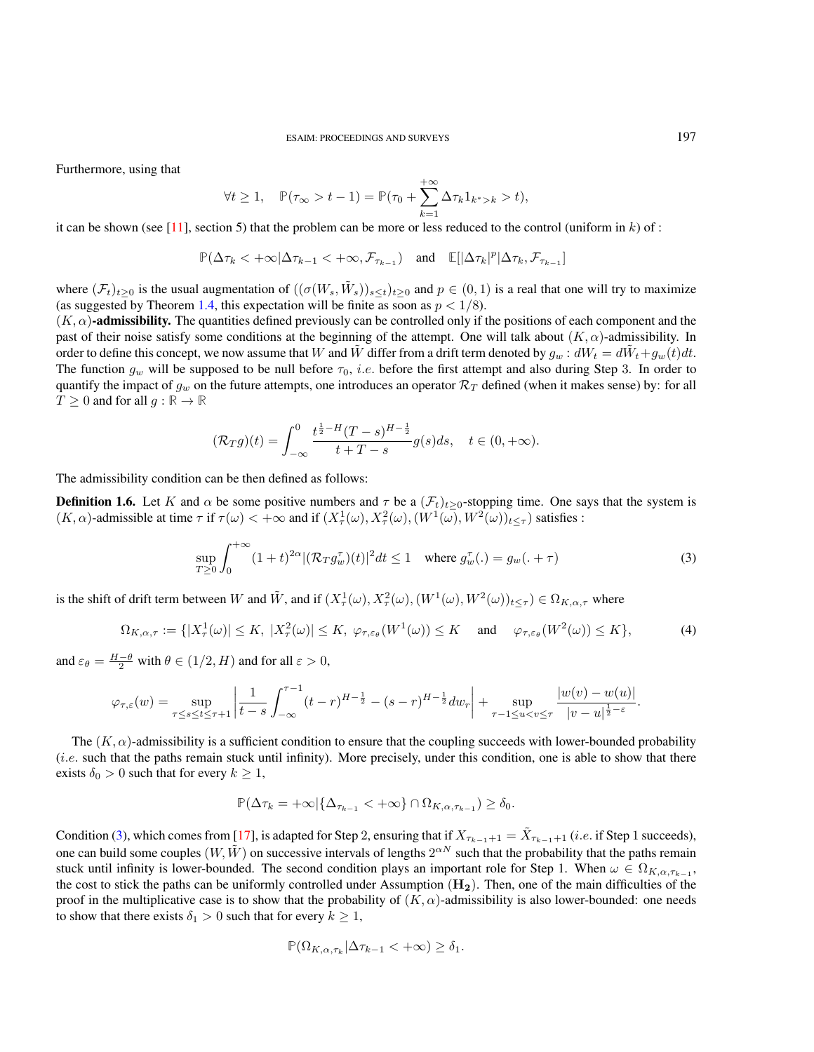Furthermore, using that

$$\forall t \geq 1, \quad \mathbb{P}(\tau_\infty > t-1) = \mathbb{P}(\tau_0 + \sum_{k=1}^{+\infty} \Delta\tau_k 1_{k^*>k} > t),$$

it can be shown (see [11], section 5) that the problem can be more or less reduced to the control (uniform in $k$) of :

$$\mathbb{P}(\Delta\tau_k < +\infty | \Delta\tau_{k-1} < +\infty, \mathcal{F}_{\tau_{k-1}}) \quad \text{and} \quad \mathbb{E}[|\Delta\tau_k|^p | \Delta\tau_k, \mathcal{F}_{\tau_{k-1}}]$$

where $(\mathcal{F}_t)_{t\geq 0}$ is the usual augmentation of $((\sigma(W_s, \tilde{W}_s))_{s\leq t})_{t\geq 0}$ and $p \in (0,1)$ is a real that one will try to maximize (as suggested by Theorem 1.4, this expectation will be finite as soon as $p < 1/8$).

**$(K,\alpha)$-admissibility.** The quantities defined previously can be controlled only if the positions of each component and the past of their noise satisfy some conditions at the beginning of the attempt. One will talk about $(K,\alpha)$-admissibility. In order to define this concept, we now assume that $W$ and $\tilde{W}$ differ from a drift term denoted by $g_w$ : $dW_t = d\tilde{W}_t + g_w(t)dt$. The function $g_w$ will be supposed to be null before $\tau_0$, *i.e.* before the first attempt and also during Step 3. In order to quantify the impact of $g_w$ on the future attempts, one introduces an operator $\mathcal{R}_T$ defined (when it makes sense) by: for all $T \geq 0$ and for all $g : \mathbb{R} \to \mathbb{R}$

$$(\mathcal{R}_T g)(t) = \int_{-\infty}^{0} \frac{t^{\frac{1}{2}-H}(T-s)^{H-\frac{1}{2}}}{t+T-s} g(s) ds, \quad t \in (0,+\infty).$$

The admissibility condition can be then defined as follows:

**Definition 1.6.** Let $K$ and $\alpha$ be some positive numbers and $\tau$ be a $(\mathcal{F}_t)_{t\geq 0}$-stopping time. One says that the system is $(K,\alpha)$-admissible at time $\tau$ if $\tau(\omega) < +\infty$ and if $(X^1_\tau(\omega), X^2_\tau(\omega), (W^1(\omega), W^2(\omega))_{t\leq\tau})$ satisfies :

$$\sup_{T\geq 0} \int_0^{+\infty} (1+t)^{2\alpha} |(\mathcal{R}_T g^\tau_w)(t)|^2 dt \leq 1 \quad \text{where } g^\tau_w(.) = g_w(. + \tau) \tag{3}$$

is the shift of drift term between $W$ and $\tilde{W}$, and if $(X^1_\tau(\omega), X^2_\tau(\omega), (W^1(\omega), W^2(\omega))_{t\leq\tau}) \in \Omega_{K,\alpha,\tau}$ where

$$\Omega_{K,\alpha,\tau} := \{|X^1_\tau(\omega)| \leq K, \ |X^2_\tau(\omega)| \leq K, \ \varphi_{\tau,\varepsilon_\theta}(W^1(\omega)) \leq K \quad \text{and} \quad \varphi_{\tau,\varepsilon_\theta}(W^2(\omega)) \leq K\}, \tag{4}$$

and $\varepsilon_\theta = \frac{H-\theta}{2}$ with $\theta \in (1/2, H)$ and for all $\varepsilon > 0$,

$$\varphi_{\tau,\varepsilon}(w) = \sup_{\tau \leq s \leq t \leq \tau+1} \left| \frac{1}{t-s} \int_{-\infty}^{\tau-1} (t-r)^{H-\frac{1}{2}} - (s-r)^{H-\frac{1}{2}} dw_r \right| + \sup_{\tau-1 \leq u < v \leq \tau} \frac{|w(v)-w(u)|}{|v-u|^{\frac{1}{2}-\varepsilon}}.$$

The $(K,\alpha)$-admissibility is a sufficient condition to ensure that the coupling succeeds with lower-bounded probability (*i.e.* such that the paths remain stuck until infinity). More precisely, under this condition, one is able to show that there exists $\delta_0 > 0$ such that for every $k \geq 1$,

$$\mathbb{P}(\Delta\tau_k = +\infty | \{\Delta_{\tau_{k-1}} < +\infty\} \cap \Omega_{K,\alpha,\tau_{k-1}}) \geq \delta_0.$$

Condition (3), which comes from [17], is adapted for Step 2, ensuring that if $X_{\tau_{k-1}+1} = \tilde{X}_{\tau_{k-1}+1}$ (*i.e.* if Step 1 succeeds), one can build some couples $(W, \tilde{W})$ on successive intervals of lengths $2^{\alpha N}$ such that the probability that the paths remain stuck until infinity is lower-bounded. The second condition plays an important role for Step 1. When $\omega \in \Omega_{K,\alpha,\tau_{k-1}}$, the cost to stick the paths can be uniformly controlled under Assumption $(\mathbf{H_2})$. Then, one of the main difficulties of the proof in the multiplicative case is to show that the probability of $(K,\alpha)$-admissibility is also lower-bounded: one needs to show that there exists $\delta_1 > 0$ such that for every $k \geq 1$,

$$\mathbb{P}(\Omega_{K,\alpha,\tau_k} | \Delta\tau_{k-1} < +\infty) \geq \delta_1.$$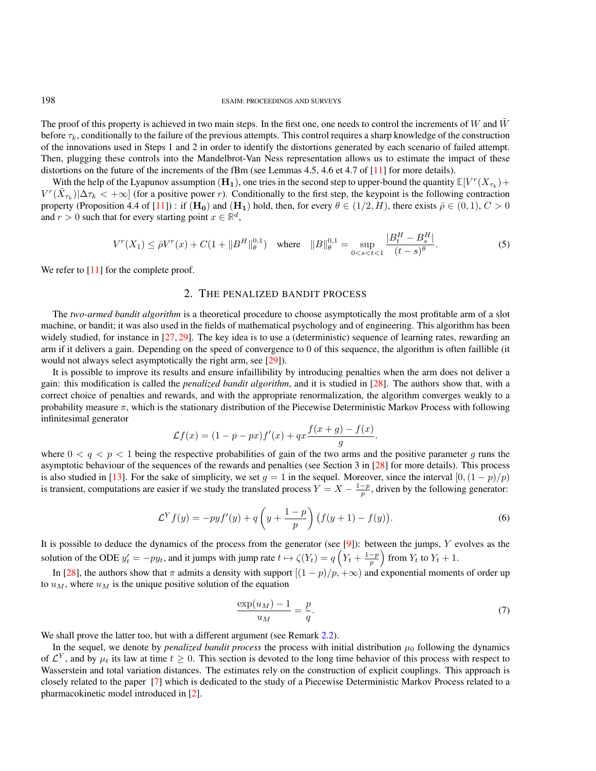The proof of this property is achieved in two main steps. In the first one, one needs to control the increments of $W$ and $\tilde{W}$ before $\tau_k$, conditionally to the failure of the previous attempts. This control requires a sharp knowledge of the construction of the innovations used in Steps 1 and 2 in order to identify the distortions generated by each scenario of failed attempt. Then, plugging these controls into the Mandelbrot-Van Ness representation allows us to estimate the impact of these distortions on the future of the increments of the fBm (see Lemmas 4.5, 4.6 et 4.7 of [11] for more details).

With the help of the Lyapunov assumption $(\mathbf{H_1})$, one tries in the second step to upper-bound the quantity $\mathbb{E}[V^r(X_{\tau_k}) + V^r(\tilde{X}_{\tau_k})|\Delta\tau_k < +\infty]$ (for a positive power $r$). Conditionally to the first step, the keypoint is the following contraction property (Proposition 4.4 of [11]) : if $(\mathbf{H_0})$ and $(\mathbf{H_1})$ hold, then, for every $\theta \in (1/2, H)$, there exists $\bar{\rho} \in (0,1)$, $C > 0$ and $r > 0$ such that for every starting point $x \in \mathbb{R}^d$,

$$V^r(X_1) \leq \bar{\rho} V^r(x) + C(1 + \|B^H\|_\theta^{0,1}) \quad \text{where} \quad \|B\|_\theta^{0,1} = \sup_{0<s<t<1} \frac{|B_t^H - B_s^H|}{(t-s)^\theta}. \tag{5}$$

We refer to [11] for the complete proof.

## 2. The penalized bandit process

The *two-armed bandit algorithm* is a theoretical procedure to choose asymptotically the most profitable arm of a slot machine, or bandit; it was also used in the fields of mathematical psychology and of engineering. This algorithm has been widely studied, for instance in [27,29]. The key idea is to use a (deterministic) sequence of learning rates, rewarding an arm if it delivers a gain. Depending on the speed of convergence to 0 of this sequence, the algorithm is often faillible (it would not always select asymptotically the right arm, see [29]).

It is possible to improve its results and ensure infaillibility by introducing penalties when the arm does not deliver a gain: this modification is called the *penalized bandit algorithm*, and it is studied in [28]. The authors show that, with a correct choice of penalties and rewards, and with the appropriate renormalization, the algorithm converges weakly to a probability measure $\pi$, which is the stationary distribution of the Piecewise Deterministic Markov Process with following infinitesimal generator

$$\mathcal{L}f(x) = (1 - p - px)f'(x) + qx\frac{f(x+g) - f(x)}{g}.$$

where $0 < q < p < 1$ being the respective probabilities of gain of the two arms and the positive parameter $g$ runs the asymptotic behaviour of the sequences of the rewards and penalties (see Section 3 in [28] for more details). This process is also studied in [13]. For the sake of simplicity, we set $g = 1$ in the sequel. Moreover, since the interval $[0, (1-p)/p)$ is transient, computations are easier if we study the translated process $Y = X - \frac{1-p}{p}$, driven by the following generator:

$$\mathcal{L}^Y f(y) = -pyf'(y) + q\left(y + \frac{1-p}{p}\right)\left(f(y+1) - f(y)\right). \tag{6}$$

It is possible to deduce the dynamics of the process from the generator (see [9]): between the jumps, $Y$ evolves as the solution of the ODE $y_t' = -py_t$, and it jumps with jump rate $t \mapsto \zeta(Y_t) = q\left(Y_t + \frac{1-p}{p}\right)$ from $Y_t$ to $Y_t + 1$.

In [28], the authors show that $\pi$ admits a density with support $[(1-p)/p, +\infty)$ and exponential moments of order up to $u_M$, where $u_M$ is the unique positive solution of the equation

$$\frac{\exp(u_M) - 1}{u_M} = \frac{p}{q}. \tag{7}$$

We shall prove the latter too, but with a different argument (see Remark 2.2).

In the sequel, we denote by *penalized bandit process* the process with initial distribution $\mu_0$ following the dynamics of $\mathcal{L}^Y$, and by $\mu_t$ its law at time $t \geq 0$. This section is devoted to the long time behavior of this process with respect to Wasserstein and total variation distances. The estimates rely on the construction of explicit couplings. This approach is closely related to the paper [7] which is dedicated to the study of a Piecewise Deterministic Markov Process related to a pharmacokinetic model introduced in [2].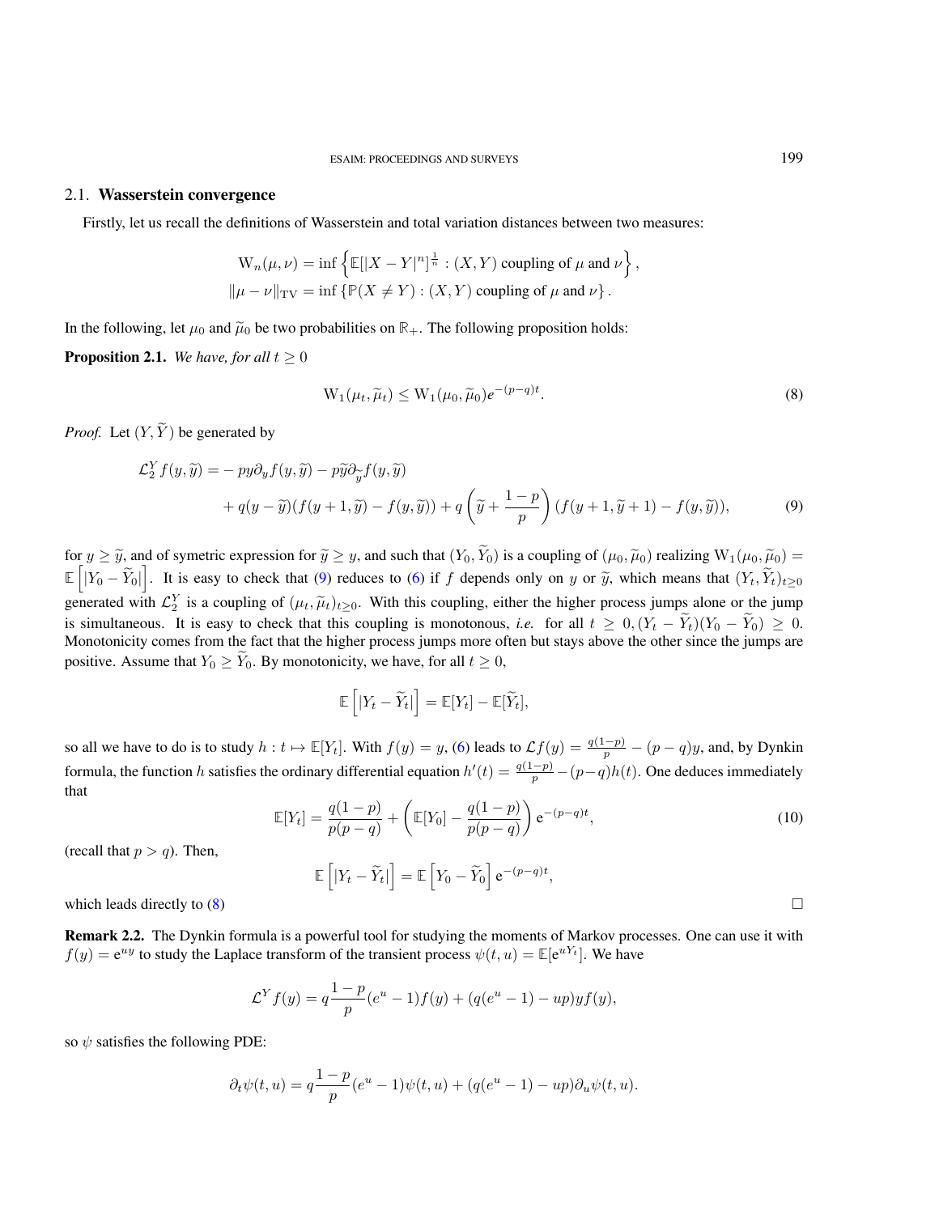### 2.1. **Wasserstein convergence**

Firstly, let us recall the definitions of Wasserstein and total variation distances between two measures:

$$
\begin{aligned}
\mathrm{W}_n(\mu,\nu) &= \inf\left\{\mathbb{E}[|X-Y|^n]^{\frac{1}{n}} : (X,Y) \text{ coupling of } \mu \text{ and } \nu\right\},\\
\|\mu-\nu\|_{\mathrm{TV}} &= \inf\left\{\mathbb{P}(X\neq Y) : (X,Y) \text{ coupling of } \mu \text{ and } \nu\right\}.
\end{aligned}
$$

In the following, let $\mu_0$ and $\widetilde{\mu}_0$ be two probabilities on $\mathbb{R}_+$. The following proposition holds:

**Proposition 2.1.** *We have, for all $t \geq 0$*

$$
\mathrm{W}_1(\mu_t,\widetilde{\mu}_t) \leq \mathrm{W}_1(\mu_0,\widetilde{\mu}_0)e^{-(p-q)t}. \tag{8}
$$

*Proof.* Let $(Y,\widetilde{Y})$ be generated by

$$
\begin{aligned}
\mathcal{L}_2^Y f(y,\widetilde{y}) =& -py\partial_y f(y,\widetilde{y}) - p\widetilde{y}\partial_{\widetilde{y}} f(y,\widetilde{y})\\
&+ q(y-\widetilde{y})(f(y+1,\widetilde{y})-f(y,\widetilde{y})) + q\left(\widetilde{y}+\frac{1-p}{p}\right)(f(y+1,\widetilde{y}+1)-f(y,\widetilde{y})),
\end{aligned} \tag{9}
$$

for $y \geq \widetilde{y}$, and of symetric expression for $\widetilde{y} \geq y$, and such that $(Y_0,\widetilde{Y}_0)$ is a coupling of $(\mu_0,\widetilde{\mu}_0)$ realizing $\mathrm{W}_1(\mu_0,\widetilde{\mu}_0) = \mathbb{E}\left[|Y_0-\widetilde{Y}_0|\right]$. It is easy to check that (9) reduces to (6) if $f$ depends only on $y$ or $\widetilde{y}$, which means that $(Y_t,\widetilde{Y}_t)_{t\geq 0}$ generated with $\mathcal{L}_2^Y$ is a coupling of $(\mu_t,\widetilde{\mu}_t)_{t\geq 0}$. With this coupling, either the higher process jumps alone or the jump is simultaneous. It is easy to check that this coupling is monotonous, *i.e.* for all $t \geq 0, (Y_t-\widetilde{Y}_t)(Y_0-\widetilde{Y}_0) \geq 0$. Monotonicity comes from the fact that the higher process jumps more often but stays above the other since the jumps are positive. Assume that $Y_0 \geq \widetilde{Y}_0$. By monotonicity, we have, for all $t \geq 0$,

$$
\mathbb{E}\left[|Y_t-\widetilde{Y}_t|\right] = \mathbb{E}[Y_t] - \mathbb{E}[\widetilde{Y}_t],
$$

so all we have to do is to study $h : t \mapsto \mathbb{E}[Y_t]$. With $f(y) = y$, (6) leads to $\mathcal{L}f(y) = \frac{q(1-p)}{p} - (p-q)y$, and, by Dynkin formula, the function $h$ satisfies the ordinary differential equation $h'(t) = \frac{q(1-p)}{p} - (p-q)h(t)$. One deduces immediately that

$$
\mathbb{E}[Y_t] = \frac{q(1-p)}{p(p-q)} + \left(\mathbb{E}[Y_0] - \frac{q(1-p)}{p(p-q)}\right)\mathrm{e}^{-(p-q)t}, \tag{10}
$$

(recall that $p > q$). Then,

$$
\mathbb{E}\left[|Y_t-\widetilde{Y}_t|\right] = \mathbb{E}\left[Y_0-\widetilde{Y}_0\right]\mathrm{e}^{-(p-q)t},
$$

which leads directly to (8) □

**Remark 2.2.** The Dynkin formula is a powerful tool for studying the moments of Markov processes. One can use it with $f(y) = \mathrm{e}^{uy}$ to study the Laplace transform of the transient process $\psi(t,u) = \mathbb{E}[\mathrm{e}^{uY_t}]$. We have

$$
\mathcal{L}^Y f(y) = q\frac{1-p}{p}(e^u-1)f(y) + (q(e^u-1)-up)yf(y),
$$

so $\psi$ satisfies the following PDE:

$$
\partial_t\psi(t,u) = q\frac{1-p}{p}(e^u-1)\psi(t,u) + (q(e^u-1)-up)\partial_u\psi(t,u).
$$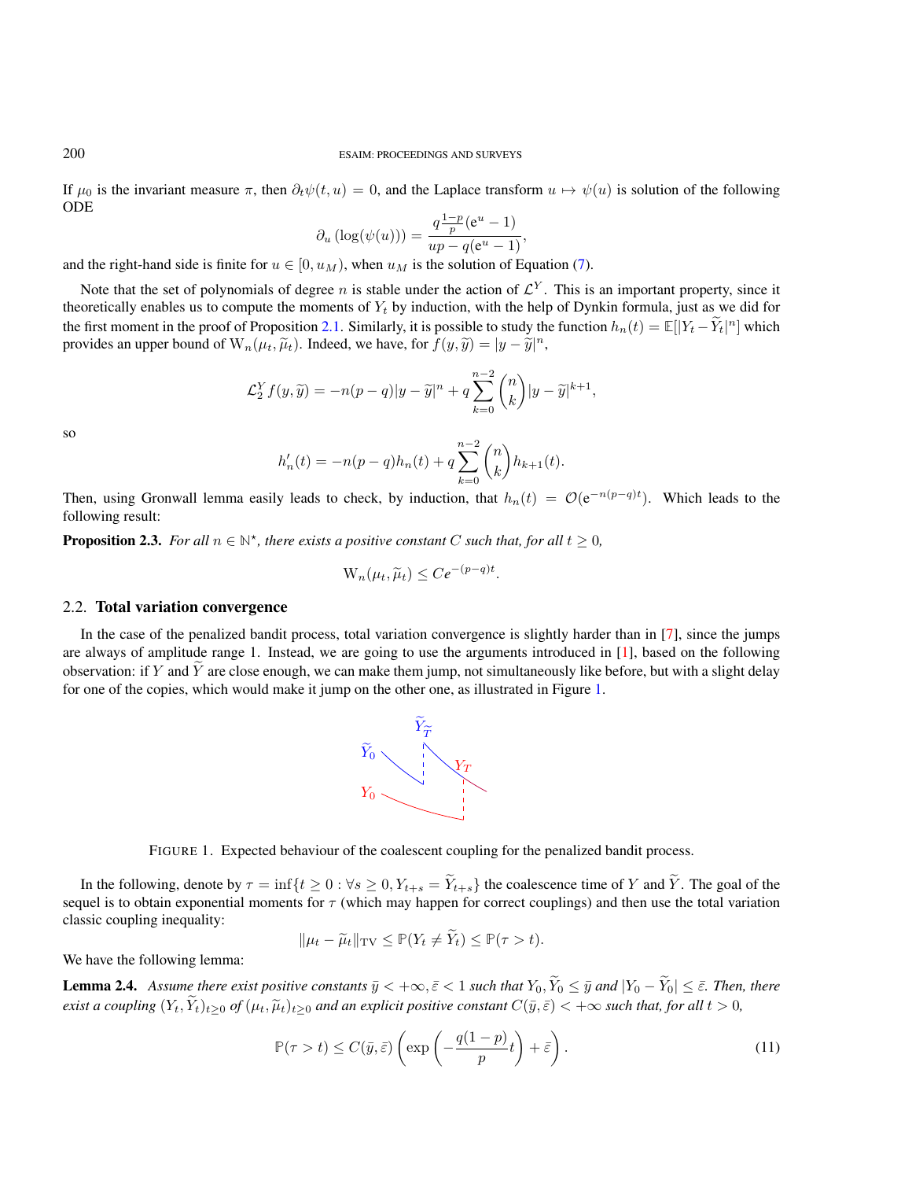If $\mu_0$ is the invariant measure $\pi$, then $\partial_t \psi(t, u) = 0$, and the Laplace transform $u \mapsto \psi(u)$ is solution of the following ODE

$$\partial_u \left(\log(\psi(u))\right) = \frac{q\frac{1-p}{p}(\mathrm{e}^u - 1)}{up - q(\mathrm{e}^u - 1)},$$

and the right-hand side is finite for $u \in [0, u_M)$, when $u_M$ is the solution of Equation (7).

Note that the set of polynomials of degree $n$ is stable under the action of $\mathcal{L}^Y$. This is an important property, since it theoretically enables us to compute the moments of $Y_t$ by induction, with the help of Dynkin formula, just as we did for the first moment in the proof of Proposition 2.1. Similarly, it is possible to study the function $h_n(t) = \mathbb{E}[|Y_t - \widetilde{Y}_t|^n]$ which provides an upper bound of $\mathrm{W}_n(\mu_t, \widetilde{\mu}_t)$. Indeed, we have, for $f(y, \widetilde{y}) = |y - \widetilde{y}|^n$,

$$\mathcal{L}_2^Y f(y, \widetilde{y}) = -n(p - q)|y - \widetilde{y}|^n + q \sum_{k=0}^{n-2} \binom{n}{k} |y - \widetilde{y}|^{k+1},$$

so

$$h_n'(t) = -n(p - q)h_n(t) + q \sum_{k=0}^{n-2} \binom{n}{k} h_{k+1}(t).$$

Then, using Gronwall lemma easily leads to check, by induction, that $h_n(t) = \mathcal{O}(\mathrm{e}^{-n(p-q)t})$. Which leads to the following result:

**Proposition 2.3.** *For all $n \in \mathbb{N}^\star$, there exists a positive constant $C$ such that, for all $t \geq 0$,*

$$\mathrm{W}_n(\mu_t, \widetilde{\mu}_t) \leq C e^{-(p-q)t}.$$

## 2.2. Total variation convergence

In the case of the penalized bandit process, total variation convergence is slightly harder than in [7], since the jumps are always of amplitude range 1. Instead, we are going to use the arguments introduced in [1], based on the following observation: if $Y$ and $\widetilde{Y}$ are close enough, we can make them jump, not simultaneously like before, but with a slight delay for one of the copies, which would make it jump on the other one, as illustrated in Figure 1.

$\widetilde{Y}_{\widetilde{T}}$

$\widetilde{Y}_0$

$Y_T$

$Y_0$

FIGURE 1. Expected behaviour of the coalescent coupling for the penalized bandit process.

In the following, denote by $\tau = \inf\{t \geq 0 : \forall s \geq 0, Y_{t+s} = \widetilde{Y}_{t+s}\}$ the coalescence time of $Y$ and $\widetilde{Y}$. The goal of the sequel is to obtain exponential moments for $\tau$ (which may happen for correct couplings) and then use the total variation classic coupling inequality:

$$\|\mu_t - \widetilde{\mu}_t\|_{\mathrm{TV}} \leq \mathbb{P}(Y_t \neq \widetilde{Y}_t) \leq \mathbb{P}(\tau > t).$$

We have the following lemma:

**Lemma 2.4.** *Assume there exist positive constants $\bar{y} < +\infty, \bar{\varepsilon} < 1$ such that $Y_0, \widetilde{Y}_0 \leq \bar{y}$ and $|Y_0 - \widetilde{Y}_0| \leq \bar{\varepsilon}$. Then, there exist a coupling $(Y_t, \widetilde{Y}_t)_{t \geq 0}$ of $(\mu_t, \widetilde{\mu}_t)_{t \geq 0}$ and an explicit positive constant $C(\bar{y}, \bar{\varepsilon}) < +\infty$ such that, for all $t > 0$,*

$$\mathbb{P}(\tau > t) \leq C(\bar{y}, \bar{\varepsilon}) \left( \exp\left( -\frac{q(1-p)}{p} t \right) + \bar{\varepsilon} \right). \tag{11}$$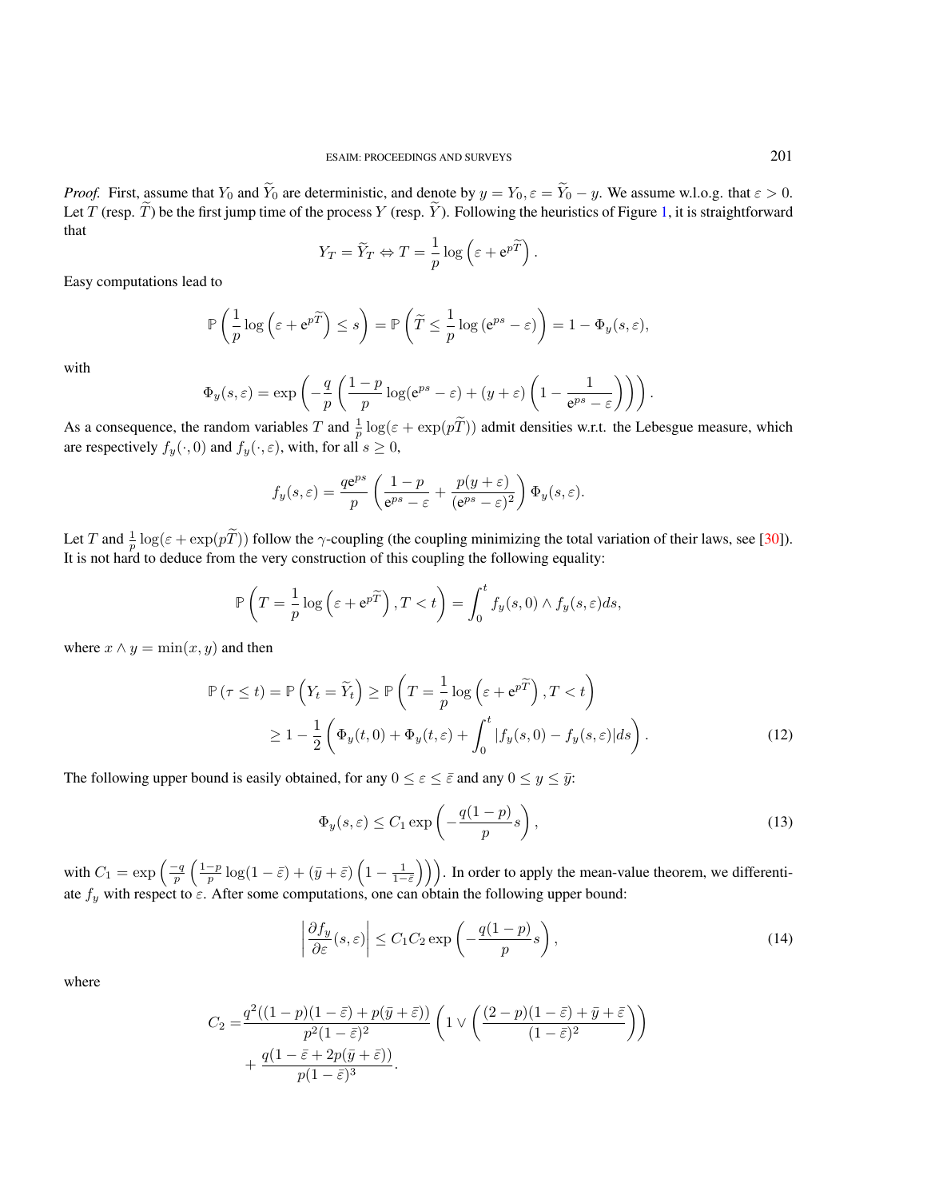*Proof.* First, assume that $Y_0$ and $\widetilde{Y}_0$ are deterministic, and denote by $y = Y_0, \varepsilon = \widetilde{Y}_0 - y$. We assume w.l.o.g. that $\varepsilon > 0$. Let $T$ (resp. $\widetilde{T}$) be the first jump time of the process $Y$ (resp. $\widetilde{Y}$). Following the heuristics of Figure 1, it is straightforward that

$$Y_T = \widetilde{Y}_T \Leftrightarrow T = \frac{1}{p} \log \left( \varepsilon + \mathrm{e}^{p\widetilde{T}} \right).$$

Easy computations lead to

$$\mathbb{P} \left( \frac{1}{p} \log \left( \varepsilon + \mathrm{e}^{p\widetilde{T}} \right) \leq s \right) = \mathbb{P} \left( \widetilde{T} \leq \frac{1}{p} \log \left( \mathrm{e}^{ps} - \varepsilon \right) \right) = 1 - \Phi_y(s, \varepsilon),$$

with

$$\Phi_y(s, \varepsilon) = \exp \left( -\frac{q}{p} \left( \frac{1-p}{p} \log(\mathrm{e}^{ps} - \varepsilon) + (y + \varepsilon) \left( 1 - \frac{1}{\mathrm{e}^{ps} - \varepsilon} \right) \right) \right).$$

As a consequence, the random variables $T$ and $\frac{1}{p} \log(\varepsilon + \exp(p\widetilde{T}))$ admit densities w.r.t. the Lebesgue measure, which are respectively $f_y(\cdot, 0)$ and $f_y(\cdot, \varepsilon)$, with, for all $s \geq 0$,

$$f_y(s, \varepsilon) = \frac{q\mathrm{e}^{ps}}{p} \left( \frac{1-p}{\mathrm{e}^{ps} - \varepsilon} + \frac{p(y+\varepsilon)}{(\mathrm{e}^{ps} - \varepsilon)^2} \right) \Phi_y(s, \varepsilon).$$

Let $T$ and $\frac{1}{p} \log(\varepsilon + \exp(p\widetilde{T}))$ follow the $\gamma$-coupling (the coupling minimizing the total variation of their laws, see [30]). It is not hard to deduce from the very construction of this coupling the following equality:

$$\mathbb{P} \left( T = \frac{1}{p} \log \left( \varepsilon + \mathrm{e}^{p\widetilde{T}} \right), T < t \right) = \int_0^t f_y(s, 0) \wedge f_y(s, \varepsilon) ds,$$

where $x \wedge y = \min(x, y)$ and then

$$\begin{aligned} \mathbb{P}(\tau \leq t) = \mathbb{P} \left( Y_t = \widetilde{Y}_t \right) &\geq \mathbb{P} \left( T = \frac{1}{p} \log \left( \varepsilon + \mathrm{e}^{p\widetilde{T}} \right), T < t \right) \\ &\geq 1 - \frac{1}{2} \left( \Phi_y(t, 0) + \Phi_y(t, \varepsilon) + \int_0^t |f_y(s, 0) - f_y(s, \varepsilon)| ds \right). \end{aligned} \tag{12}$$

The following upper bound is easily obtained, for any $0 \leq \varepsilon \leq \bar{\varepsilon}$ and any $0 \leq y \leq \bar{y}$:

$$\Phi_y(s, \varepsilon) \leq C_1 \exp \left( -\frac{q(1-p)}{p} s \right), \tag{13}$$

with $C_1 = \exp \left( \frac{-q}{p} \left( \frac{1-p}{p} \log(1 - \bar{\varepsilon}) + (\bar{y} + \bar{\varepsilon}) \left( 1 - \frac{1}{1-\bar{\varepsilon}} \right) \right) \right)$. In order to apply the mean-value theorem, we differentiate $f_y$ with respect to $\varepsilon$. After some computations, one can obtain the following upper bound:

$$\left| \frac{\partial f_y}{\partial \varepsilon}(s, \varepsilon) \right| \leq C_1 C_2 \exp \left( -\frac{q(1-p)}{p} s \right), \tag{14}$$

where

$$\begin{aligned} C_2 = &\frac{q^2((1-p)(1-\bar{\varepsilon}) + p(\bar{y} + \bar{\varepsilon}))}{p^2(1-\bar{\varepsilon})^2} \left( 1 \vee \left( \frac{(2-p)(1-\bar{\varepsilon}) + \bar{y} + \bar{\varepsilon}}{(1-\bar{\varepsilon})^2} \right) \right) \\ &+ \frac{q(1 - \bar{\varepsilon} + 2p(\bar{y} + \bar{\varepsilon}))}{p(1-\bar{\varepsilon})^3}. \end{aligned}$$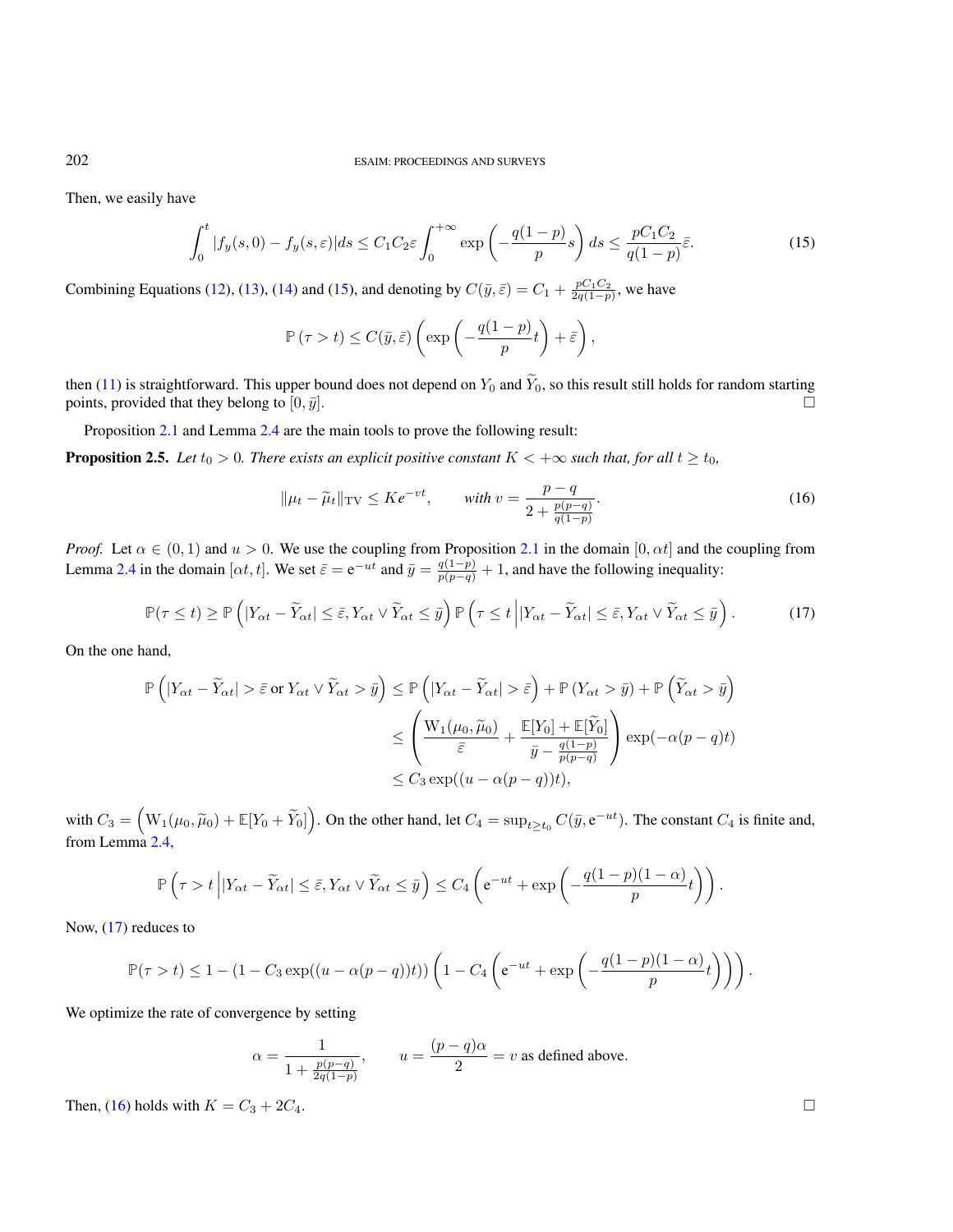Then, we easily have

$$\int_0^t |f_y(s,0) - f_y(s,\varepsilon)| ds \le C_1 C_2 \varepsilon \int_0^{+\infty} \exp\left(-\frac{q(1-p)}{p} s\right) ds \le \frac{p C_1 C_2}{q(1-p)} \bar{\varepsilon}. \tag{15}$$

Combining Equations (12), (13), (14) and (15), and denoting by $C(\bar{y}, \bar{\varepsilon}) = C_1 + \frac{pC_1C_2}{2q(1-p)}$, we have

$$\mathbb{P}(\tau > t) \le C(\bar{y}, \bar{\varepsilon}) \left( \exp\left(-\frac{q(1-p)}{p} t\right) + \bar{\varepsilon} \right),$$

then (11) is straightforward. This upper bound does not depend on $Y_0$ and $\widetilde{Y}_0$, so this result still holds for random starting points, provided that they belong to $[0, \bar{y}]$. □

Proposition 2.1 and Lemma 2.4 are the main tools to prove the following result:

**Proposition 2.5.** *Let $t_0 > 0$. There exists an explicit positive constant $K < +\infty$ such that, for all $t \ge t_0$,*

$$\|\mu_t - \widetilde{\mu}_t\|_{\mathrm{TV}} \le K e^{-vt}, \qquad \text{with } v = \frac{p-q}{2 + \frac{p(p-q)}{q(1-p)}}. \tag{16}$$

*Proof.* Let $\alpha \in (0,1)$ and $u > 0$. We use the coupling from Proposition 2.1 in the domain $[0, \alpha t]$ and the coupling from Lemma 2.4 in the domain $[\alpha t, t]$. We set $\bar{\varepsilon} = \mathrm{e}^{-ut}$ and $\bar{y} = \frac{q(1-p)}{p(p-q)} + 1$, and have the following inequality:

$$\mathbb{P}(\tau \le t) \ge \mathbb{P}\left( |Y_{\alpha t} - \widetilde{Y}_{\alpha t}| \le \bar{\varepsilon}, Y_{\alpha t} \vee \widetilde{Y}_{\alpha t} \le \bar{y} \right) \mathbb{P}\left( \tau \le t \,\middle|\, |Y_{\alpha t} - \widetilde{Y}_{\alpha t}| \le \bar{\varepsilon}, Y_{\alpha t} \vee \widetilde{Y}_{\alpha t} \le \bar{y} \right). \tag{17}$$

On the one hand,

$$\begin{aligned}
\mathbb{P}\left( |Y_{\alpha t} - \widetilde{Y}_{\alpha t}| > \bar{\varepsilon} \text{ or } Y_{\alpha t} \vee \widetilde{Y}_{\alpha t} > \bar{y} \right) &\le \mathbb{P}\left( |Y_{\alpha t} - \widetilde{Y}_{\alpha t}| > \bar{\varepsilon} \right) + \mathbb{P}(Y_{\alpha t} > \bar{y}) + \mathbb{P}\left( \widetilde{Y}_{\alpha t} > \bar{y} \right) \\
&\le \left( \frac{\mathrm{W}_1(\mu_0, \widetilde{\mu}_0)}{\bar{\varepsilon}} + \frac{\mathbb{E}[Y_0] + \mathbb{E}[\widetilde{Y}_0]}{\bar{y} - \frac{q(1-p)}{p(p-q)}} \right) \exp(-\alpha(p-q)t) \\
&\le C_3 \exp((u - \alpha(p-q))t),
\end{aligned}$$

with $C_3 = \left( \mathrm{W}_1(\mu_0, \widetilde{\mu}_0) + \mathbb{E}[Y_0 + \widetilde{Y}_0] \right)$. On the other hand, let $C_4 = \sup_{t \ge t_0} C(\bar{y}, \mathrm{e}^{-ut})$. The constant $C_4$ is finite and, from Lemma 2.4,

$$\mathbb{P}\left( \tau > t \,\middle|\, |Y_{\alpha t} - \widetilde{Y}_{\alpha t}| \le \bar{\varepsilon}, Y_{\alpha t} \vee \widetilde{Y}_{\alpha t} \le \bar{y} \right) \le C_4 \left( \mathrm{e}^{-ut} + \exp\left( -\frac{q(1-p)(1-\alpha)}{p} t \right) \right).$$

Now, (17) reduces to

$$\mathbb{P}(\tau > t) \le 1 - (1 - C_3 \exp((u - \alpha(p-q))t)) \left( 1 - C_4 \left( \mathrm{e}^{-ut} + \exp\left( -\frac{q(1-p)(1-\alpha)}{p} t \right) \right) \right).$$

We optimize the rate of convergence by setting

$$\alpha = \frac{1}{1 + \frac{p(p-q)}{2q(1-p)}}, \qquad u = \frac{(p-q)\alpha}{2} = v \text{ as defined above.}$$

Then, (16) holds with $K = C_3 + 2C_4$. □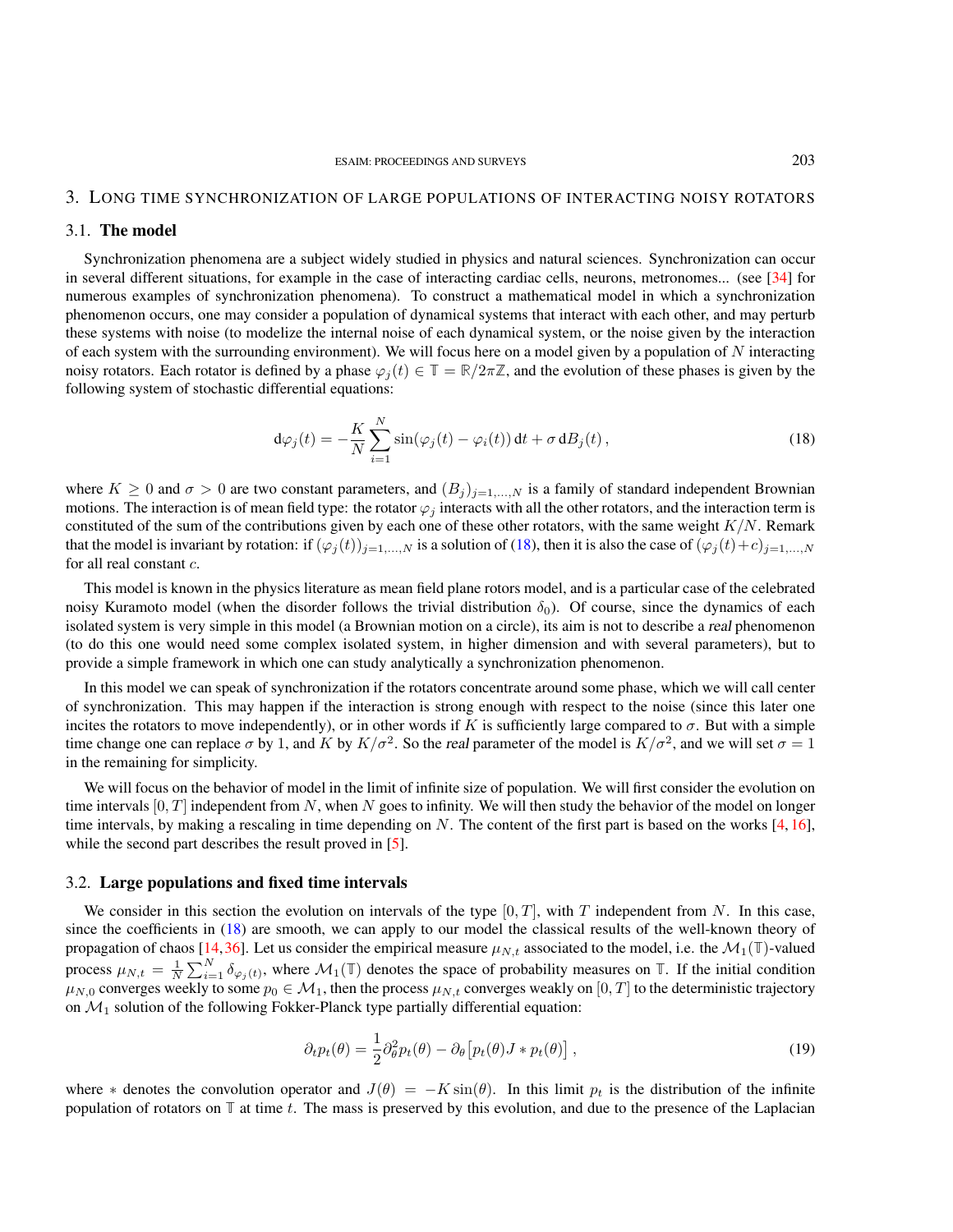## 3. Long time synchronization of large populations of interacting noisy rotators

### 3.1. The model

Synchronization phenomena are a subject widely studied in physics and natural sciences. Synchronization can occur in several different situations, for example in the case of interacting cardiac cells, neurons, metronomes... (see [34] for numerous examples of synchronization phenomena). To construct a mathematical model in which a synchronization phenomenon occurs, one may consider a population of dynamical systems that interact with each other, and may perturb these systems with noise (to modelize the internal noise of each dynamical system, or the noise given by the interaction of each system with the surrounding environment). We will focus here on a model given by a population of $N$ interacting noisy rotators. Each rotator is defined by a phase $\varphi_j(t) \in \mathbb{T} = \mathbb{R}/2\pi\mathbb{Z}$, and the evolution of these phases is given by the following system of stochastic differential equations:

$$\mathrm{d}\varphi_j(t) = -\frac{K}{N}\sum_{i=1}^{N} \sin(\varphi_j(t) - \varphi_i(t))\,\mathrm{d}t + \sigma\,\mathrm{d}B_j(t)\,, \tag{18}$$

where $K \geq 0$ and $\sigma > 0$ are two constant parameters, and $(B_j)_{j=1,\dots,N}$ is a family of standard independent Brownian motions. The interaction is of mean field type: the rotator $\varphi_j$ interacts with all the other rotators, and the interaction term is constituted of the sum of the contributions given by each one of these other rotators, with the same weight $K/N$. Remark that the model is invariant by rotation: if $(\varphi_j(t))_{j=1,\dots,N}$ is a solution of (18), then it is also the case of $(\varphi_j(t)+c)_{j=1,\dots,N}$ for all real constant $c$.

This model is known in the physics literature as mean field plane rotors model, and is a particular case of the celebrated noisy Kuramoto model (when the disorder follows the trivial distribution $\delta_0$). Of course, since the dynamics of each isolated system is very simple in this model (a Brownian motion on a circle), its aim is not to describe a *real* phenomenon (to do this one would need some complex isolated system, in higher dimension and with several parameters), but to provide a simple framework in which one can study analytically a synchronization phenomenon.

In this model we can speak of synchronization if the rotators concentrate around some phase, which we will call center of synchronization. This may happen if the interaction is strong enough with respect to the noise (since this later one incites the rotators to move independently), or in other words if $K$ is sufficiently large compared to $\sigma$. But with a simple time change one can replace $\sigma$ by 1, and $K$ by $K/\sigma^2$. So the *real* parameter of the model is $K/\sigma^2$, and we will set $\sigma = 1$ in the remaining for simplicity.

We will focus on the behavior of model in the limit of infinite size of population. We will first consider the evolution on time intervals $[0, T]$ independent from $N$, when $N$ goes to infinity. We will then study the behavior of the model on longer time intervals, by making a rescaling in time depending on $N$. The content of the first part is based on the works [4, 16], while the second part describes the result proved in [5].

### 3.2. Large populations and fixed time intervals

We consider in this section the evolution on intervals of the type $[0, T]$, with $T$ independent from $N$. In this case, since the coefficients in (18) are smooth, we can apply to our model the classical results of the well-known theory of propagation of chaos [14, 36]. Let us consider the empirical measure $\mu_{N,t}$ associated to the model, i.e. the $\mathcal{M}_1(\mathbb{T})$-valued process $\mu_{N,t} = \frac{1}{N}\sum_{i=1}^{N}\delta_{\varphi_j(t)}$, where $\mathcal{M}_1(\mathbb{T})$ denotes the space of probability measures on $\mathbb{T}$. If the initial condition $\mu_{N,0}$ converges weekly to some $p_0 \in \mathcal{M}_1$, then the process $\mu_{N,t}$ converges weakly on $[0, T]$ to the deterministic trajectory on $\mathcal{M}_1$ solution of the following Fokker-Planck type partially differential equation:

$$\partial_t p_t(\theta) = \frac{1}{2}\partial_\theta^2 p_t(\theta) - \partial_\theta\big[p_t(\theta) J * p_t(\theta)\big]\,, \tag{19}$$

where $*$ denotes the convolution operator and $J(\theta) = -K\sin(\theta)$. In this limit $p_t$ is the distribution of the infinite population of rotators on $\mathbb{T}$ at time $t$. The mass is preserved by this evolution, and due to the presence of the Laplacian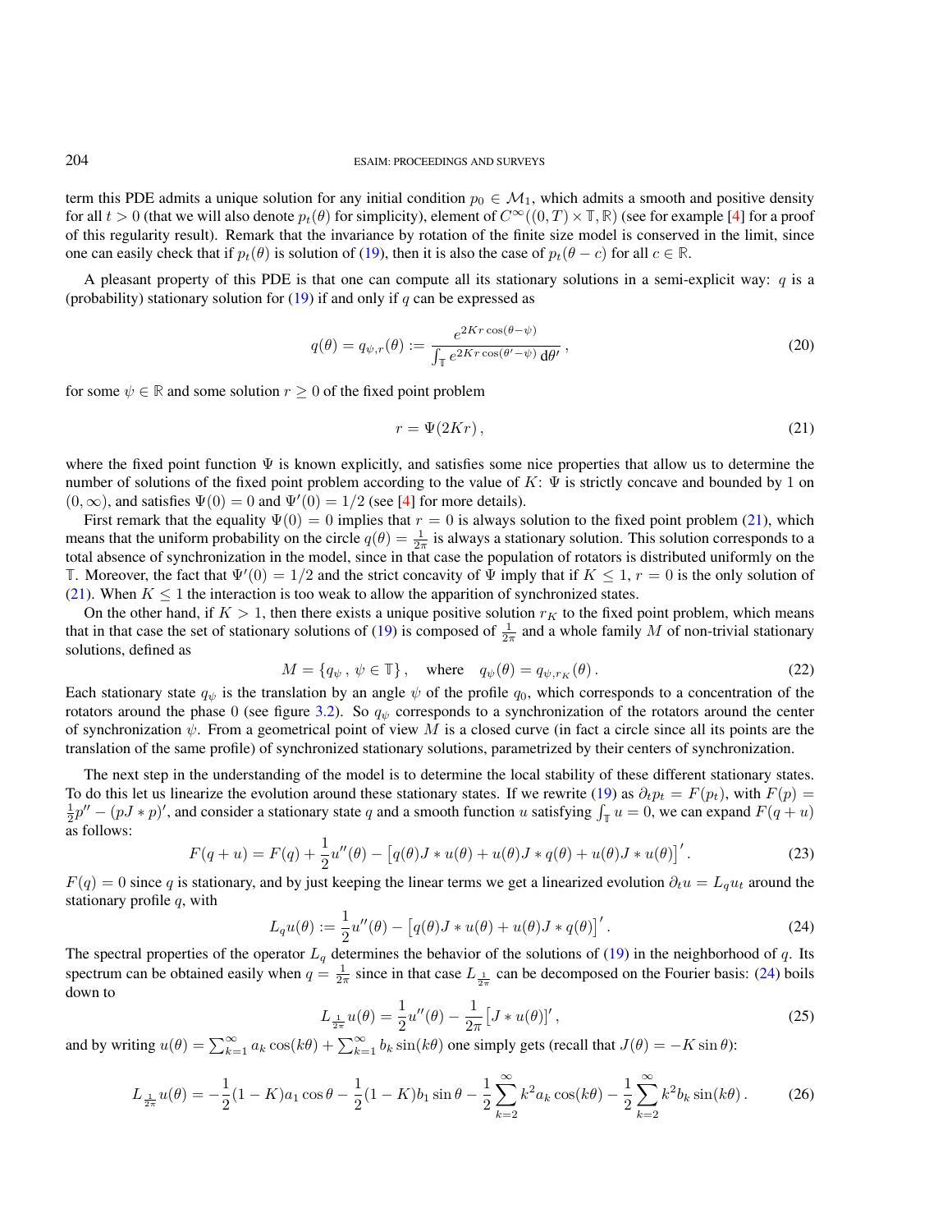term this PDE admits a unique solution for any initial condition $p_0 \in \mathcal{M}_1$, which admits a smooth and positive density for all $t > 0$ (that we will also denote $p_t(\theta)$ for simplicity), element of $C^\infty((0,T) \times \mathbb{T}, \mathbb{R})$ (see for example [4] for a proof of this regularity result). Remark that the invariance by rotation of the finite size model is conserved in the limit, since one can easily check that if $p_t(\theta)$ is solution of (19), then it is also the case of $p_t(\theta - c)$ for all $c \in \mathbb{R}$.

A pleasant property of this PDE is that one can compute all its stationary solutions in a semi-explicit way: $q$ is a (probability) stationary solution for (19) if and only if $q$ can be expressed as

$$q(\theta) = q_{\psi,r}(\theta) := \frac{e^{2Kr\cos(\theta-\psi)}}{\int_{\mathbb{T}} e^{2Kr\cos(\theta'-\psi)}\,\mathrm{d}\theta'}\,, \tag{20}$$

for some $\psi \in \mathbb{R}$ and some solution $r \geq 0$ of the fixed point problem

$$r = \Psi(2Kr)\,, \tag{21}$$

where the fixed point function $\Psi$ is known explicitly, and satisfies some nice properties that allow us to determine the number of solutions of the fixed point problem according to the value of $K$: $\Psi$ is strictly concave and bounded by 1 on $(0,\infty)$, and satisfies $\Psi(0) = 0$ and $\Psi'(0) = 1/2$ (see [4] for more details).

First remark that the equality $\Psi(0) = 0$ implies that $r = 0$ is always solution to the fixed point problem (21), which means that the uniform probability on the circle $q(\theta) = \frac{1}{2\pi}$ is always a stationary solution. This solution corresponds to a total absence of synchronization in the model, since in that case the population of rotators is distributed uniformly on the $\mathbb{T}$. Moreover, the fact that $\Psi'(0) = 1/2$ and the strict concavity of $\Psi$ imply that if $K \leq 1$, $r = 0$ is the only solution of (21). When $K \leq 1$ the interaction is too weak to allow the apparition of synchronized states.

On the other hand, if $K > 1$, then there exists a unique positive solution $r_K$ to the fixed point problem, which means that in that case the set of stationary solutions of (19) is composed of $\frac{1}{2\pi}$ and a whole family $M$ of non-trivial stationary solutions, defined as

$$M = \{q_\psi\,,\ \psi \in \mathbb{T}\}\,, \quad \text{where} \quad q_\psi(\theta) = q_{\psi,r_K}(\theta)\,. \tag{22}$$

Each stationary state $q_\psi$ is the translation by an angle $\psi$ of the profile $q_0$, which corresponds to a concentration of the rotators around the phase 0 (see figure 3.2). So $q_\psi$ corresponds to a synchronization of the rotators around the center of synchronization $\psi$. From a geometrical point of view $M$ is a closed curve (in fact a circle since all its points are the translation of the same profile) of synchronized stationary solutions, parametrized by their centers of synchronization.

The next step in the understanding of the model is to determine the local stability of these different stationary states. To do this let us linearize the evolution around these stationary states. If we rewrite (19) as $\partial_t p_t = F(p_t)$, with $F(p) = \frac{1}{2}p'' - (pJ * p)'$, and consider a stationary state $q$ and a smooth function $u$ satisfying $\int_{\mathbb{T}} u = 0$, we can expand $F(q+u)$ as follows:

$$F(q+u) = F(q) + \frac{1}{2}u''(\theta) - \left[q(\theta)J * u(\theta) + u(\theta)J * q(\theta) + u(\theta)J * u(\theta)\right]'\,. \tag{23}$$

$F(q) = 0$ since $q$ is stationary, and by just keeping the linear terms we get a linearized evolution $\partial_t u = L_q u_t$ around the stationary profile $q$, with

$$L_q u(\theta) := \frac{1}{2}u''(\theta) - \left[q(\theta)J * u(\theta) + u(\theta)J * q(\theta)\right]'\,. \tag{24}$$

The spectral properties of the operator $L_q$ determines the behavior of the solutions of (19) in the neighborhood of $q$. Its spectrum can be obtained easily when $q = \frac{1}{2\pi}$ since in that case $L_{\frac{1}{2\pi}}$ can be decomposed on the Fourier basis: (24) boils down to

$$L_{\frac{1}{2\pi}} u(\theta) = \frac{1}{2}u''(\theta) - \frac{1}{2\pi}\left[J * u(\theta)\right]'\,, \tag{25}$$

and by writing $u(\theta) = \sum_{k=1}^{\infty} a_k \cos(k\theta) + \sum_{k=1}^{\infty} b_k \sin(k\theta)$ one simply gets (recall that $J(\theta) = -K\sin\theta$):

$$L_{\frac{1}{2\pi}} u(\theta) = -\frac{1}{2}(1-K)a_1\cos\theta - \frac{1}{2}(1-K)b_1\sin\theta - \frac{1}{2}\sum_{k=2}^{\infty} k^2 a_k\cos(k\theta) - \frac{1}{2}\sum_{k=2}^{\infty} k^2 b_k \sin(k\theta)\,. \tag{26}$$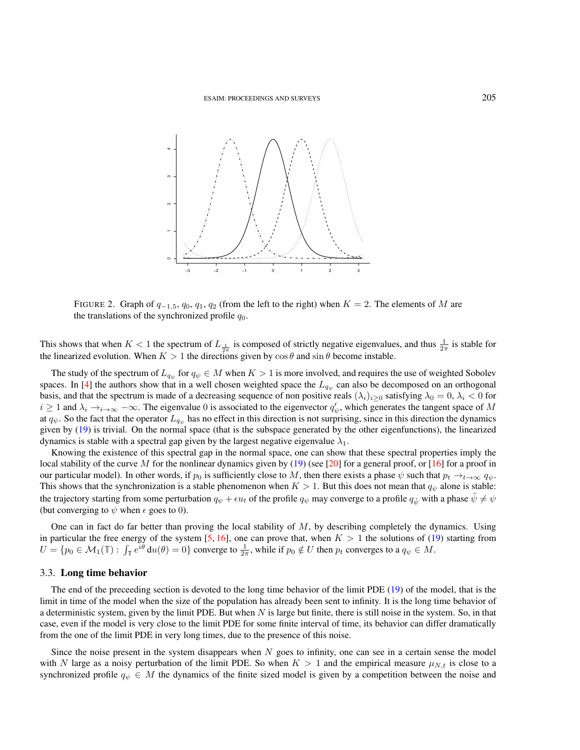FIGURE 2. Graph of $q_{-1.5}$, $q_0$, $q_1$, $q_2$ (from the left to the right) when $K = 2$. The elements of $M$ are the translations of the synchronized profile $q_0$.

This shows that when $K < 1$ the spectrum of $L_{\frac{1}{2\pi}}$ is composed of strictly negative eigenvalues, and thus $\frac{1}{2\pi}$ is stable for the linearized evolution. When $K > 1$ the directions given by $\cos\theta$ and $\sin\theta$ become instable.

The study of the spectrum of $L_{q_\psi}$ for $q_\psi \in M$ when $K > 1$ is more involved, and requires the use of weighted Sobolev spaces. In [4] the authors show that in a well chosen weighted space the $L_{q_\psi}$ can also be decomposed on an orthogonal basis, and that the spectrum is made of a decreasing sequence of non positive reals $(\lambda_i)_{i\geq 0}$ satisfying $\lambda_0 = 0$, $\lambda_i < 0$ for $i \geq 1$ and $\lambda_i \to_{i\to\infty} -\infty$. The eigenvalue $0$ is associated to the eigenvector $q'_\psi$, which generates the tangent space of $M$ at $q_\psi$. So the fact that the operator $L_{q_\psi}$ has no effect in this direction is not surprising, since in this direction the dynamics given by (19) is trivial. On the normal space (that is the subspace generated by the other eigenfunctions), the linearized dynamics is stable with a spectral gap given by the largest negative eigenvalue $\lambda_1$.

Knowing the existence of this spectral gap in the normal space, one can show that these spectral properties imply the local stability of the curve $M$ for the nonlinear dynamics given by (19) (see [20] for a general proof, or [16] for a proof in our particular model). In other words, if $p_0$ is sufficiently close to $M$, then there exists a phase $\psi$ such that $p_t \to_{t\to\infty} q_\psi$. This shows that the synchronization is a stable phenomenon when $K > 1$. But this does not mean that $q_\psi$ alone is stable: the trajectory starting from some perturbation $q_\psi + \epsilon u_t$ of the profile $q_\psi$ may converge to a profile $q_{\tilde{\psi}}$ with a phase $\tilde{\psi} \neq \psi$ (but converging to $\psi$ when $\epsilon$ goes to 0).

One can in fact do far better than proving the local stability of $M$, by describing completely the dynamics. Using in particular the free energy of the system [5, 16], one can prove that, when $K > 1$ the solutions of (19) starting from $U = \{p_0 \in \mathcal{M}_1(\mathbb{T}) : \int_{\mathbb{T}} e^{i\theta}\, \mathrm{d}u(\theta) = 0\}$ converge to $\frac{1}{2\pi}$, while if $p_0 \notin U$ then $p_t$ converges to a $q_\psi \in M$.

### 3.3. Long time behavior

The end of the preceeding section is devoted to the long time behavior of the limit PDE (19) of the model, that is the limit in time of the model when the size of the population has already been sent to infinity. It is the long time behavior of a deterministic system, given by the limit PDE. But when $N$ is large but finite, there is still noise in the system. So, in that case, even if the model is very close to the limit PDE for some finite interval of time, its behavior can differ dramatically from the one of the limit PDE in very long times, due to the presence of this noise.

Since the noise present in the system disappears when $N$ goes to infinity, one can see in a certain sense the model with $N$ large as a noisy perturbation of the limit PDE. So when $K > 1$ and the empirical measure $\mu_{N,t}$ is close to a synchronized profile $q_\psi \in M$ the dynamics of the finite sized model is given by a competition between the noise and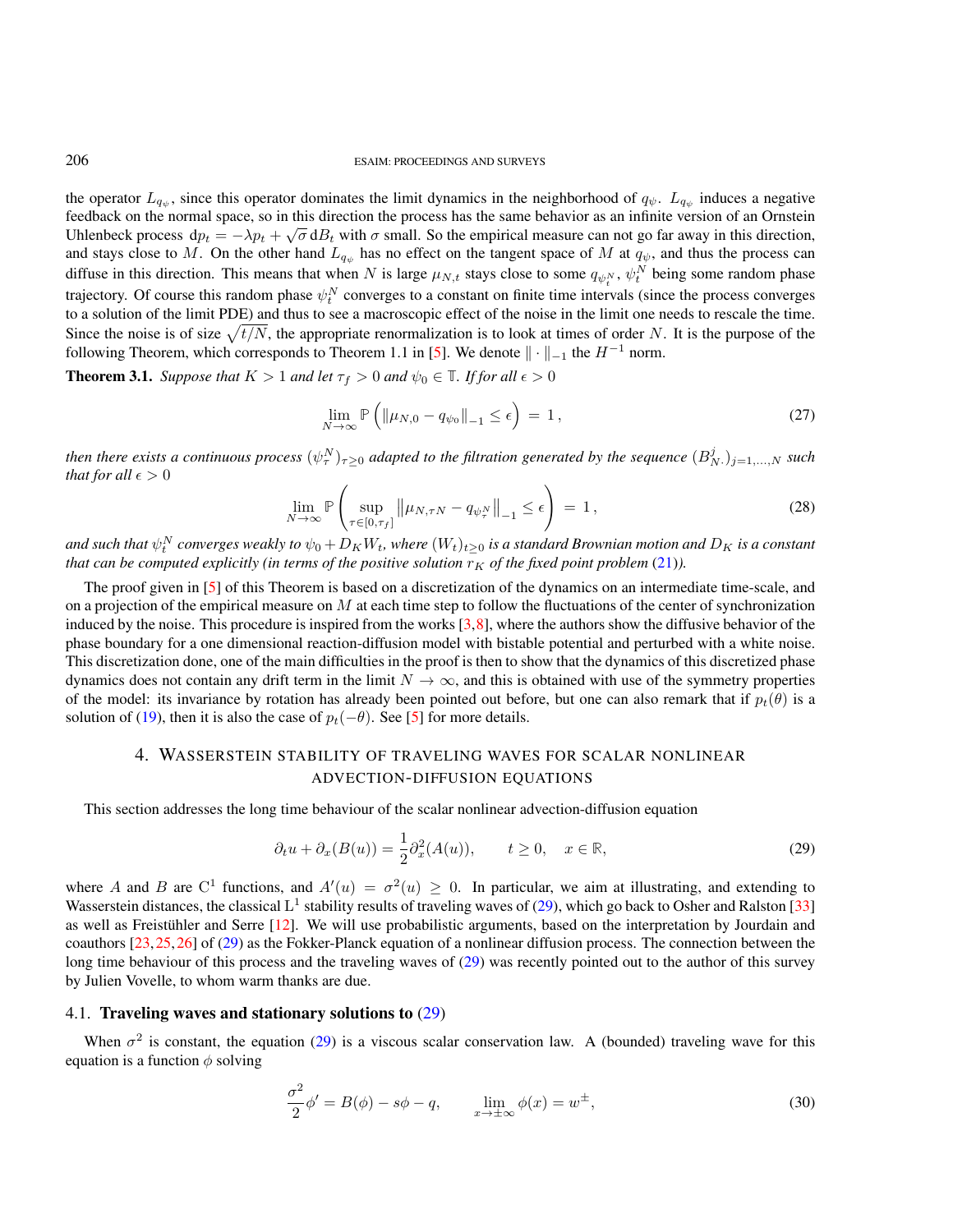the operator $L_{q_\psi}$, since this operator dominates the limit dynamics in the neighborhood of $q_\psi$. $L_{q_\psi}$ induces a negative feedback on the normal space, so in this direction the process has the same behavior as an infinite version of an Ornstein Uhlenbeck process $\mathrm{d}p_t = -\lambda p_t + \sqrt{\sigma}\,\mathrm{d}B_t$ with $\sigma$ small. So the empirical measure can not go far away in this direction, and stays close to $M$. On the other hand $L_{q_\psi}$ has no effect on the tangent space of $M$ at $q_\psi$, and thus the process can diffuse in this direction. This means that when $N$ is large $\mu_{N,t}$ stays close to some $q_{\psi_t^N}$, $\psi_t^N$ being some random phase trajectory. Of course this random phase $\psi_t^N$ converges to a constant on finite time intervals (since the process converges to a solution of the limit PDE) and thus to see a macroscopic effect of the noise in the limit one needs to rescale the time. Since the noise is of size $\sqrt{t/N}$, the appropriate renormalization is to look at times of order $N$. It is the purpose of the following Theorem, which corresponds to Theorem 1.1 in [5]. We denote $\|\cdot\|_{-1}$ the $H^{-1}$ norm.

**Theorem 3.1.** *Suppose that $K > 1$ and let $\tau_f > 0$ and $\psi_0 \in \mathbb{T}$. If for all $\epsilon > 0$*

$$\lim_{N\to\infty} \mathbb{P}\left(\|\mu_{N,0} - q_{\psi_0}\|_{-1} \le \epsilon\right) = 1\,, \tag{27}$$

*then there exists a continuous process $(\psi_\tau^N)_{\tau\ge 0}$ adapted to the filtration generated by the sequence $(B^j_{N\cdot})_{j=1,\dots,N}$ such that for all $\epsilon > 0$*

$$\lim_{N\to\infty} \mathbb{P}\left(\sup_{\tau\in[0,\tau_f]} \left\|\mu_{N,\tau N} - q_{\psi_\tau^N}\right\|_{-1} \le \epsilon\right) = 1\,, \tag{28}$$

*and such that $\psi_t^N$ converges weakly to $\psi_0 + D_K W_t$, where $(W_t)_{t\ge 0}$ is a standard Brownian motion and $D_K$ is a constant that can be computed explicitly (in terms of the positive solution $r_K$ of the fixed point problem (21)).*

The proof given in [5] of this Theorem is based on a discretization of the dynamics on an intermediate time-scale, and on a projection of the empirical measure on $M$ at each time step to follow the fluctuations of the center of synchronization induced by the noise. This procedure is inspired from the works [3,8], where the authors show the diffusive behavior of the phase boundary for a one dimensional reaction-diffusion model with bistable potential and perturbed with a white noise. This discretization done, one of the main difficulties in the proof is then to show that the dynamics of this discretized phase dynamics does not contain any drift term in the limit $N \to \infty$, and this is obtained with use of the symmetry properties of the model: its invariance by rotation has already been pointed out before, but one can also remark that if $p_t(\theta)$ is a solution of (19), then it is also the case of $p_t(-\theta)$. See [5] for more details.

## 4. Wasserstein stability of traveling waves for scalar nonlinear advection-diffusion equations

This section addresses the long time behaviour of the scalar nonlinear advection-diffusion equation

$$\partial_t u + \partial_x(B(u)) = \frac{1}{2}\partial_x^2(A(u)), \qquad t \ge 0, \quad x \in \mathbb{R}, \tag{29}$$

where $A$ and $B$ are $\mathrm{C}^1$ functions, and $A'(u) = \sigma^2(u) \ge 0$. In particular, we aim at illustrating, and extending to Wasserstein distances, the classical $\mathrm{L}^1$ stability results of traveling waves of (29), which go back to Osher and Ralston [33] as well as Freistühler and Serre [12]. We will use probabilistic arguments, based on the interpretation by Jourdain and coauthors [23,25,26] of (29) as the Fokker-Planck equation of a nonlinear diffusion process. The connection between the long time behaviour of this process and the traveling waves of (29) was recently pointed out to the author of this survey by Julien Vovelle, to whom warm thanks are due.

### 4.1. Traveling waves and stationary solutions to (29)

When $\sigma^2$ is constant, the equation (29) is a viscous scalar conservation law. A (bounded) traveling wave for this equation is a function $\phi$ solving

$$\frac{\sigma^2}{2}\phi' = B(\phi) - s\phi - q, \qquad \lim_{x\to\pm\infty}\phi(x) = w^\pm, \tag{30}$$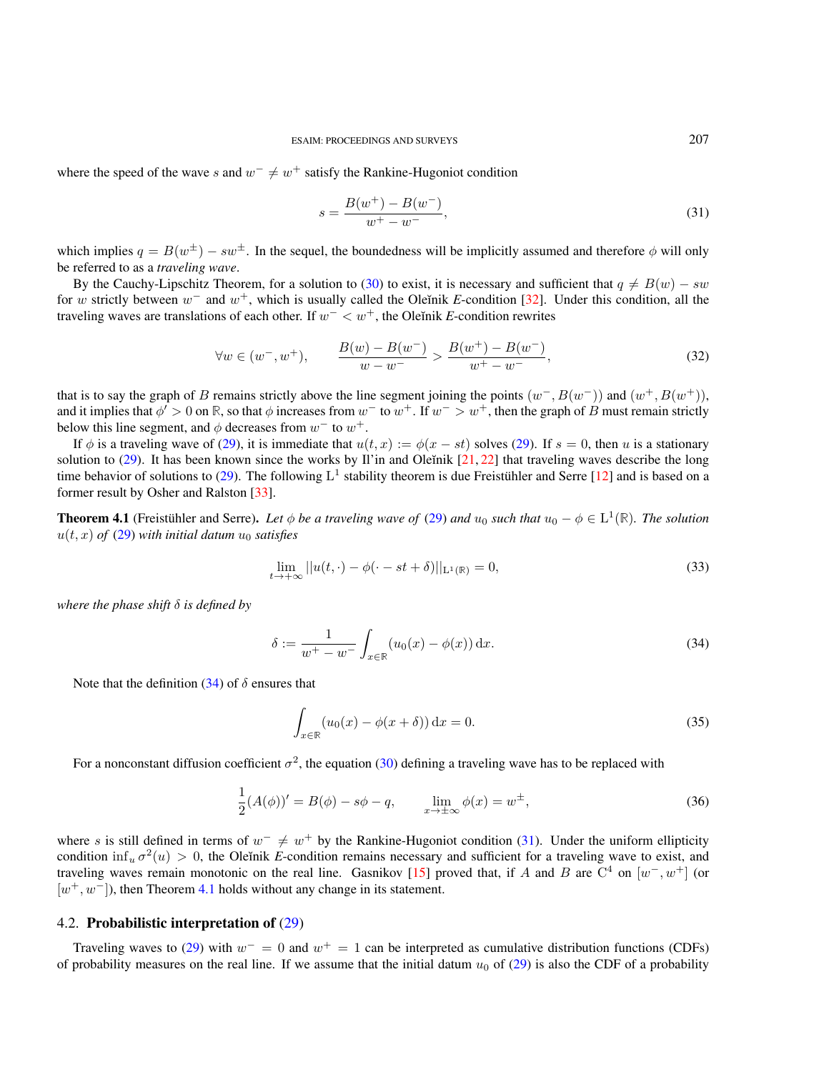where the speed of the wave $s$ and $w^- \neq w^+$ satisfy the Rankine-Hugoniot condition

$$s = \frac{B(w^+) - B(w^-)}{w^+ - w^-}, \tag{31}$$

which implies $q = B(w^\pm) - sw^\pm$. In the sequel, the boundedness will be implicitly assumed and therefore $\phi$ will only be referred to as a *traveling wave*.

By the Cauchy-Lipschitz Theorem, for a solution to (30) to exist, it is necessary and sufficient that $q \neq B(w) - sw$ for $w$ strictly between $w^-$ and $w^+$, which is usually called the Oleĭnik *E*-condition [32]. Under this condition, all the traveling waves are translations of each other. If $w^- < w^+$, the Oleĭnik *E*-condition rewrites

$$\forall w \in (w^-, w^+), \qquad \frac{B(w) - B(w^-)}{w - w^-} > \frac{B(w^+) - B(w^-)}{w^+ - w^-}, \tag{32}$$

that is to say the graph of $B$ remains strictly above the line segment joining the points $(w^-, B(w^-))$ and $(w^+, B(w^+))$, and it implies that $\phi' > 0$ on $\mathbb{R}$, so that $\phi$ increases from $w^-$ to $w^+$. If $w^- > w^+$, then the graph of $B$ must remain strictly below this line segment, and $\phi$ decreases from $w^-$ to $w^+$.

If $\phi$ is a traveling wave of (29), it is immediate that $u(t,x) := \phi(x - st)$ solves (29). If $s = 0$, then $u$ is a stationary solution to (29). It has been known since the works by Il'in and Oleĭnik [21, 22] that traveling waves describe the long time behavior of solutions to (29). The following $\mathrm{L}^1$ stability theorem is due Freistühler and Serre [12] and is based on a former result by Osher and Ralston [33].

**Theorem 4.1** (Freistühler and Serre)**.** *Let $\phi$ be a traveling wave of* (29) *and $u_0$ such that $u_0 - \phi \in \mathrm{L}^1(\mathbb{R})$. The solution $u(t,x)$ of* (29) *with initial datum $u_0$ satisfies*

$$\lim_{t\to+\infty} ||u(t,\cdot) - \phi(\cdot - st + \delta)||_{\mathrm{L}^1(\mathbb{R})} = 0, \tag{33}$$

*where the phase shift $\delta$ is defined by*

$$\delta := \frac{1}{w^+ - w^-} \int_{x\in\mathbb{R}} (u_0(x) - \phi(x))\,\mathrm{d}x. \tag{34}$$

Note that the definition (34) of $\delta$ ensures that

$$\int_{x\in\mathbb{R}} (u_0(x) - \phi(x + \delta))\,\mathrm{d}x = 0. \tag{35}$$

For a nonconstant diffusion coefficient $\sigma^2$, the equation (30) defining a traveling wave has to be replaced with

$$\frac{1}{2}(A(\phi))' = B(\phi) - s\phi - q, \qquad \lim_{x\to\pm\infty} \phi(x) = w^\pm, \tag{36}$$

where $s$ is still defined in terms of $w^- \neq w^+$ by the Rankine-Hugoniot condition (31). Under the uniform ellipticity condition $\inf_u \sigma^2(u) > 0$, the Oleĭnik *E*-condition remains necessary and sufficient for a traveling wave to exist, and traveling waves remain monotonic on the real line. Gasnikov [15] proved that, if $A$ and $B$ are $\mathrm{C}^4$ on $[w^-, w^+]$ (or $[w^+, w^-]$), then Theorem 4.1 holds without any change in its statement.

### 4.2. **Probabilistic interpretation of** (29)

Traveling waves to (29) with $w^- = 0$ and $w^+ = 1$ can be interpreted as cumulative distribution functions (CDFs) of probability measures on the real line. If we assume that the initial datum $u_0$ of (29) is also the CDF of a probability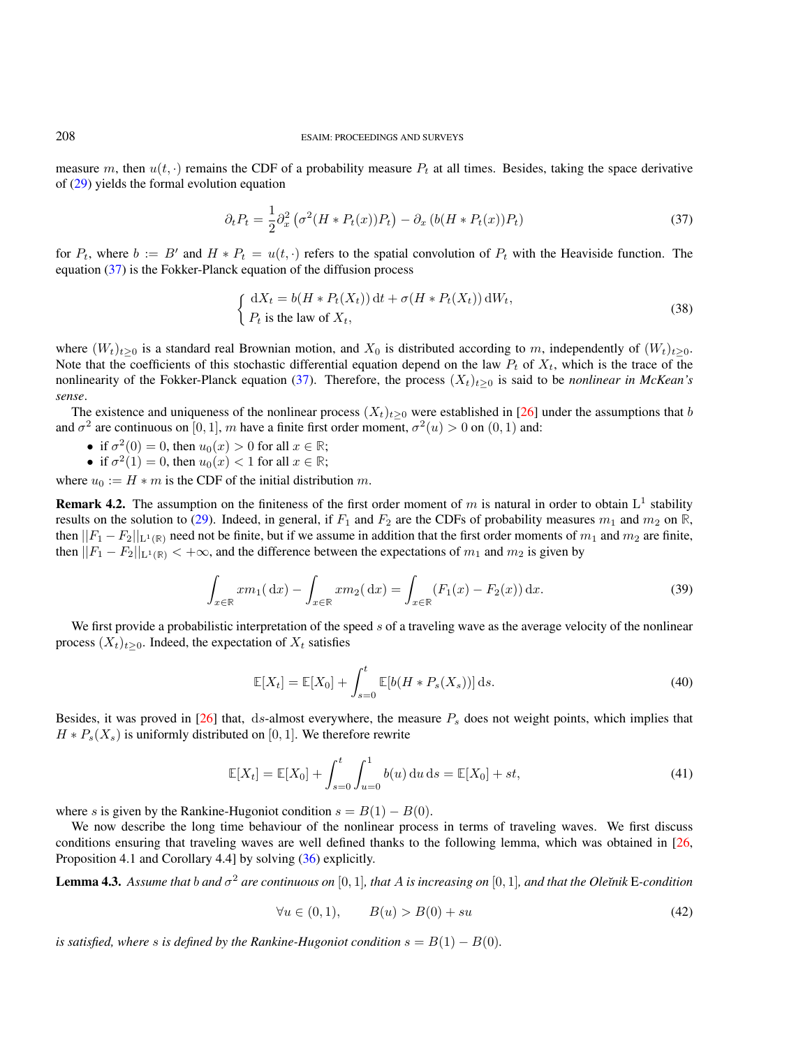measure $m$, then $u(t,\cdot)$ remains the CDF of a probability measure $P_t$ at all times. Besides, taking the space derivative of (29) yields the formal evolution equation

$$\partial_t P_t = \frac{1}{2}\partial_x^2 \left(\sigma^2(H * P_t(x))P_t\right) - \partial_x \left(b(H * P_t(x))P_t\right) \tag{37}$$

for $P_t$, where $b := B'$ and $H * P_t = u(t,\cdot)$ refers to the spatial convolution of $P_t$ with the Heaviside function. The equation (37) is the Fokker-Planck equation of the diffusion process

$$\begin{cases} \mathrm{d}X_t = b(H * P_t(X_t))\,\mathrm{d}t + \sigma(H * P_t(X_t))\,\mathrm{d}W_t, \\ P_t \text{ is the law of } X_t, \end{cases} \tag{38}$$

where $(W_t)_{t\geq 0}$ is a standard real Brownian motion, and $X_0$ is distributed according to $m$, independently of $(W_t)_{t\geq 0}$. Note that the coefficients of this stochastic differential equation depend on the law $P_t$ of $X_t$, which is the trace of the nonlinearity of the Fokker-Planck equation (37). Therefore, the process $(X_t)_{t\geq 0}$ is said to be *nonlinear in McKean's sense*.

The existence and uniqueness of the nonlinear process $(X_t)_{t\geq 0}$ were established in [26] under the assumptions that $b$ and $\sigma^2$ are continuous on $[0,1]$, $m$ have a finite first order moment, $\sigma^2(u) > 0$ on $(0,1)$ and:

- if $\sigma^2(0) = 0$, then $u_0(x) > 0$ for all $x \in \mathbb{R}$;
- if $\sigma^2(1) = 0$, then $u_0(x) < 1$ for all $x \in \mathbb{R}$;

where $u_0 := H * m$ is the CDF of the initial distribution $m$.

**Remark 4.2.** The assumption on the finiteness of the first order moment of $m$ is natural in order to obtain $\mathrm{L}^1$ stability results on the solution to (29). Indeed, in general, if $F_1$ and $F_2$ are the CDFs of probability measures $m_1$ and $m_2$ on $\mathbb{R}$, then $||F_1 - F_2||_{\mathrm{L}^1(\mathbb{R})}$ need not be finite, but if we assume in addition that the first order moments of $m_1$ and $m_2$ are finite, then $||F_1 - F_2||_{\mathrm{L}^1(\mathbb{R})} < +\infty$, and the difference between the expectations of $m_1$ and $m_2$ is given by

$$\int_{x\in\mathbb{R}} x m_1(\mathrm{d}x) - \int_{x\in\mathbb{R}} x m_2(\mathrm{d}x) = \int_{x\in\mathbb{R}} (F_1(x) - F_2(x))\,\mathrm{d}x. \tag{39}$$

We first provide a probabilistic interpretation of the speed $s$ of a traveling wave as the average velocity of the nonlinear process $(X_t)_{t\geq 0}$. Indeed, the expectation of $X_t$ satisfies

$$\mathbb{E}[X_t] = \mathbb{E}[X_0] + \int_{s=0}^{t} \mathbb{E}[b(H * P_s(X_s))]\,\mathrm{d}s. \tag{40}$$

Besides, it was proved in [26] that, $\mathrm{d}s$-almost everywhere, the measure $P_s$ does not weight points, which implies that $H * P_s(X_s)$ is uniformly distributed on $[0,1]$. We therefore rewrite

$$\mathbb{E}[X_t] = \mathbb{E}[X_0] + \int_{s=0}^{t}\int_{u=0}^{1} b(u)\,\mathrm{d}u\,\mathrm{d}s = \mathbb{E}[X_0] + st, \tag{41}$$

where $s$ is given by the Rankine-Hugoniot condition $s = B(1) - B(0)$.

We now describe the long time behaviour of the nonlinear process in terms of traveling waves. We first discuss conditions ensuring that traveling waves are well defined thanks to the following lemma, which was obtained in [26, Proposition 4.1 and Corollary 4.4] by solving (36) explicitly.

**Lemma 4.3.** *Assume that $b$ and $\sigma^2$ are continuous on $[0,1]$, that $A$ is increasing on $[0,1]$, and that the Oleĭnik E-condition*

$$\forall u \in (0,1), \qquad B(u) > B(0) + su \tag{42}$$

*is satisfied, where $s$ is defined by the Rankine-Hugoniot condition $s = B(1) - B(0)$.*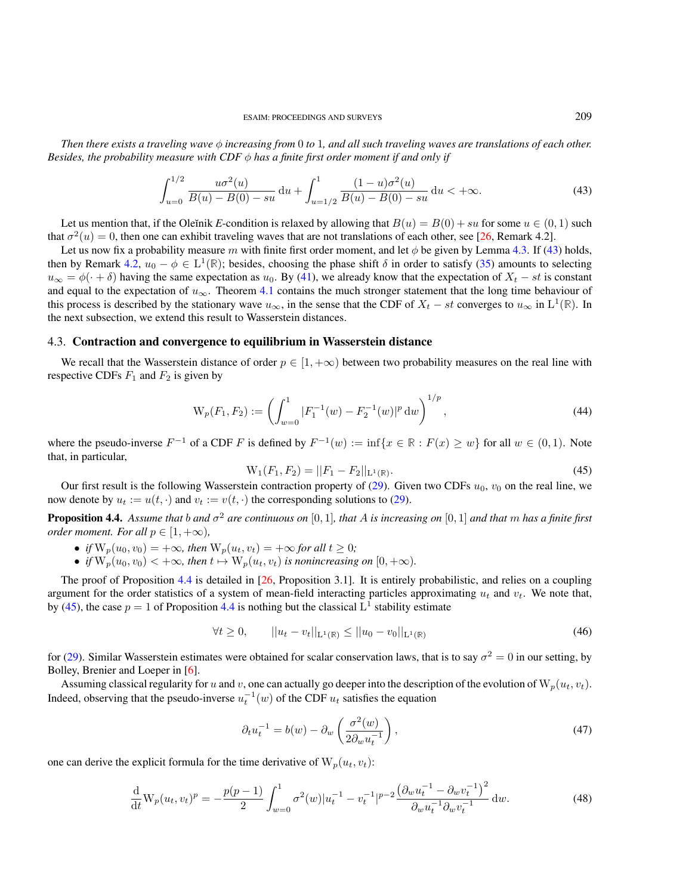*Then there exists a traveling wave $\phi$ increasing from $0$ to $1$, and all such traveling waves are translations of each other. Besides, the probability measure with CDF $\phi$ has a finite first order moment if and only if*

$$\int_{u=0}^{1/2} \frac{u\sigma^2(u)}{B(u) - B(0) - su} \, \mathrm{d}u + \int_{u=1/2}^{1} \frac{(1-u)\sigma^2(u)}{B(u) - B(0) - su} \, \mathrm{d}u < +\infty. \tag{43}$$

Let us mention that, if the Oleĭnik *E*-condition is relaxed by allowing that $B(u) = B(0) + su$ for some $u \in (0, 1)$ such that $\sigma^2(u) = 0$, then one can exhibit traveling waves that are not translations of each other, see [26, Remark 4.2].

Let us now fix a probability measure $m$ with finite first order moment, and let $\phi$ be given by Lemma 4.3. If (43) holds, then by Remark 4.2, $u_0 - \phi \in \mathrm{L}^1(\mathbb{R})$; besides, choosing the phase shift $\delta$ in order to satisfy (35) amounts to selecting $u_\infty = \phi(\cdot + \delta)$ having the same expectation as $u_0$. By (41), we already know that the expectation of $X_t - st$ is constant and equal to the expectation of $u_\infty$. Theorem 4.1 contains the much stronger statement that the long time behaviour of this process is described by the stationary wave $u_\infty$, in the sense that the CDF of $X_t - st$ converges to $u_\infty$ in $\mathrm{L}^1(\mathbb{R})$. In the next subsection, we extend this result to Wasserstein distances.

### 4.3. Contraction and convergence to equilibrium in Wasserstein distance

We recall that the Wasserstein distance of order $p \in [1, +\infty)$ between two probability measures on the real line with respective CDFs $F_1$ and $F_2$ is given by

$$\mathrm{W}_p(F_1, F_2) := \left( \int_{w=0}^{1} |F_1^{-1}(w) - F_2^{-1}(w)|^p \, \mathrm{d}w \right)^{1/p}, \tag{44}$$

where the pseudo-inverse $F^{-1}$ of a CDF $F$ is defined by $F^{-1}(w) := \inf\{x \in \mathbb{R} : F(x) \geq w\}$ for all $w \in (0, 1)$. Note that, in particular,

$$\mathrm{W}_1(F_1, F_2) = ||F_1 - F_2||_{\mathrm{L}^1(\mathbb{R})}. \tag{45}$$

Our first result is the following Wasserstein contraction property of (29). Given two CDFs $u_0$, $v_0$ on the real line, we now denote by $u_t := u(t, \cdot)$ and $v_t := v(t, \cdot)$ the corresponding solutions to (29).

**Proposition 4.4.** *Assume that $b$ and $\sigma^2$ are continuous on $[0, 1]$, that $A$ is increasing on $[0, 1]$ and that $m$ has a finite first order moment. For all $p \in [1, +\infty)$,*

- *if $\mathrm{W}_p(u_0, v_0) = +\infty$, then $\mathrm{W}_p(u_t, v_t) = +\infty$ for all $t \geq 0$;*
- *if $\mathrm{W}_p(u_0, v_0) < +\infty$, then $t \mapsto \mathrm{W}_p(u_t, v_t)$ is nonincreasing on $[0, +\infty)$.*

The proof of Proposition 4.4 is detailed in [26, Proposition 3.1]. It is entirely probabilistic, and relies on a coupling argument for the order statistics of a system of mean-field interacting particles approximating $u_t$ and $v_t$. We note that, by (45), the case $p = 1$ of Proposition 4.4 is nothing but the classical $\mathrm{L}^1$ stability estimate

$$\forall t \geq 0, \qquad ||u_t - v_t||_{\mathrm{L}^1(\mathbb{R})} \leq ||u_0 - v_0||_{\mathrm{L}^1(\mathbb{R})} \tag{46}$$

for (29). Similar Wasserstein estimates were obtained for scalar conservation laws, that is to say $\sigma^2 = 0$ in our setting, by Bolley, Brenier and Loeper in [6].

Assuming classical regularity for $u$ and $v$, one can actually go deeper into the description of the evolution of $\mathrm{W}_p(u_t, v_t)$. Indeed, observing that the pseudo-inverse $u_t^{-1}(w)$ of the CDF $u_t$ satisfies the equation

$$\partial_t u_t^{-1} = b(w) - \partial_w \left( \frac{\sigma^2(w)}{2\partial_w u_t^{-1}} \right), \tag{47}$$

one can derive the explicit formula for the time derivative of $\mathrm{W}_p(u_t, v_t)$:

$$\frac{\mathrm{d}}{\mathrm{d}t} \mathrm{W}_p(u_t, v_t)^p = -\frac{p(p-1)}{2} \int_{w=0}^{1} \sigma^2(w) |u_t^{-1} - v_t^{-1}|^{p-2} \frac{\left(\partial_w u_t^{-1} - \partial_w v_t^{-1}\right)^2}{\partial_w u_t^{-1} \partial_w v_t^{-1}} \, \mathrm{d}w. \tag{48}$$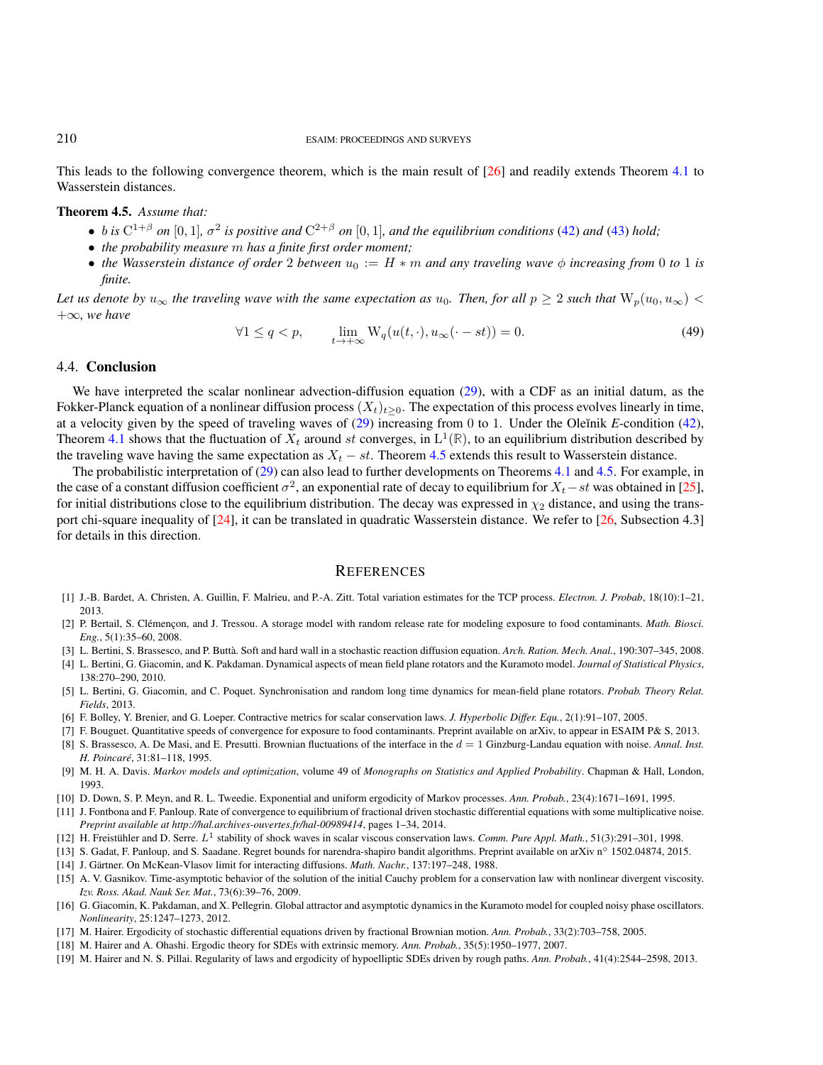This leads to the following convergence theorem, which is the main result of [26] and readily extends Theorem 4.1 to Wasserstein distances.

**Theorem 4.5.** *Assume that:*

- *$b$ is $\mathrm{C}^{1+\beta}$ on $[0,1]$, $\sigma^2$ is positive and $\mathrm{C}^{2+\beta}$ on $[0,1]$, and the equilibrium conditions (42) and (43) hold;*
- *the probability measure $m$ has a finite first order moment;*
- *the Wasserstein distance of order 2 between $u_0 := H * m$ and any traveling wave $\phi$ increasing from 0 to 1 is finite.*

*Let us denote by $u_\infty$ the traveling wave with the same expectation as $u_0$. Then, for all $p \geq 2$ such that $\mathrm{W}_p(u_0, u_\infty) < +\infty$, we have*

$$\forall 1 \leq q < p, \qquad \lim_{t \to +\infty} \mathrm{W}_q(u(t,\cdot), u_\infty(\cdot - st)) = 0. \tag{49}$$

## 4.4. Conclusion

We have interpreted the scalar nonlinear advection-diffusion equation (29), with a CDF as an initial datum, as the Fokker-Planck equation of a nonlinear diffusion process $(X_t)_{t \geq 0}$. The expectation of this process evolves linearly in time, at a velocity given by the speed of traveling waves of (29) increasing from 0 to 1. Under the Oleĭnik *E*-condition (42), Theorem 4.1 shows that the fluctuation of $X_t$ around $st$ converges, in $\mathrm{L}^1(\mathbb{R})$, to an equilibrium distribution described by the traveling wave having the same expectation as $X_t - st$. Theorem 4.5 extends this result to Wasserstein distance.

The probabilistic interpretation of (29) can also lead to further developments on Theorems 4.1 and 4.5. For example, in the case of a constant diffusion coefficient $\sigma^2$, an exponential rate of decay to equilibrium for $X_t - st$ was obtained in [25], for initial distributions close to the equilibrium distribution. The decay was expressed in $\chi_2$ distance, and using the transport chi-square inequality of [24], it can be translated in quadratic Wasserstein distance. We refer to [26, Subsection 4.3] for details in this direction.

## References

[1] J.-B. Bardet, A. Christen, A. Guillin, F. Malrieu, and P.-A. Zitt. Total variation estimates for the TCP process. *Electron. J. Probab*, 18(10):1–21, 2013.

[2] P. Bertail, S. Clémençon, and J. Tressou. A storage model with random release rate for modeling exposure to food contaminants. *Math. Biosci. Eng.*, 5(1):35–60, 2008.

[3] L. Bertini, S. Brassesco, and P. Buttà. Soft and hard wall in a stochastic reaction diffusion equation. *Arch. Ration. Mech. Anal.*, 190:307–345, 2008.

[4] L. Bertini, G. Giacomin, and K. Pakdaman. Dynamical aspects of mean field plane rotators and the Kuramoto model. *Journal of Statistical Physics*, 138:270–290, 2010.

[5] L. Bertini, G. Giacomin, and C. Poquet. Synchronisation and random long time dynamics for mean-field plane rotators. *Probab. Theory Relat. Fields*, 2013.

[6] F. Bolley, Y. Brenier, and G. Loeper. Contractive metrics for scalar conservation laws. *J. Hyperbolic Differ. Equ.*, 2(1):91–107, 2005.

[7] F. Bouguet. Quantitative speeds of convergence for exposure to food contaminants. Preprint available on arXiv, to appear in ESAIM P& S, 2013.

[8] S. Brassesco, A. De Masi, and E. Presutti. Brownian fluctuations of the interface in the $d = 1$ Ginzburg-Landau equation with noise. *Annal. Inst. H. Poincaré*, 31:81–118, 1995.

[9] M. H. A. Davis. *Markov models and optimization*, volume 49 of *Monographs on Statistics and Applied Probability*. Chapman & Hall, London, 1993.

[10] D. Down, S. P. Meyn, and R. L. Tweedie. Exponential and uniform ergodicity of Markov processes. *Ann. Probab.*, 23(4):1671–1691, 1995.

[11] J. Fontbona and F. Panloup. Rate of convergence to equilibrium of fractional driven stochastic differential equations with some multiplicative noise. *Preprint available at http://hal.archives-ouvertes.fr/hal-00989414*, pages 1–34, 2014.

[12] H. Freistühler and D. Serre. $L^1$ stability of shock waves in scalar viscous conservation laws. *Comm. Pure Appl. Math.*, 51(3):291–301, 1998.

[13] S. Gadat, F. Panloup, and S. Saadane. Regret bounds for narendra-shapiro bandit algorithms. Preprint available on arXiv n° 1502.04874, 2015.

[14] J. Gärtner. On McKean-Vlasov limit for interacting diffusions. *Math. Nachr.*, 137:197–248, 1988.

[15] A. V. Gasnikov. Time-asymptotic behavior of the solution of the initial Cauchy problem for a conservation law with nonlinear divergent viscosity. *Izv. Ross. Akad. Nauk Ser. Mat.*, 73(6):39–76, 2009.

[16] G. Giacomin, K. Pakdaman, and X. Pellegrin. Global attractor and asymptotic dynamics in the Kuramoto model for coupled noisy phase oscillators. *Nonlinearity*, 25:1247–1273, 2012.

[17] M. Hairer. Ergodicity of stochastic differential equations driven by fractional Brownian motion. *Ann. Probab.*, 33(2):703–758, 2005.

[18] M. Hairer and A. Ohashi. Ergodic theory for SDEs with extrinsic memory. *Ann. Probab.*, 35(5):1950–1977, 2007.

[19] M. Hairer and N. S. Pillai. Regularity of laws and ergodicity of hypoelliptic SDEs driven by rough paths. *Ann. Probab.*, 41(4):2544–2598, 2013.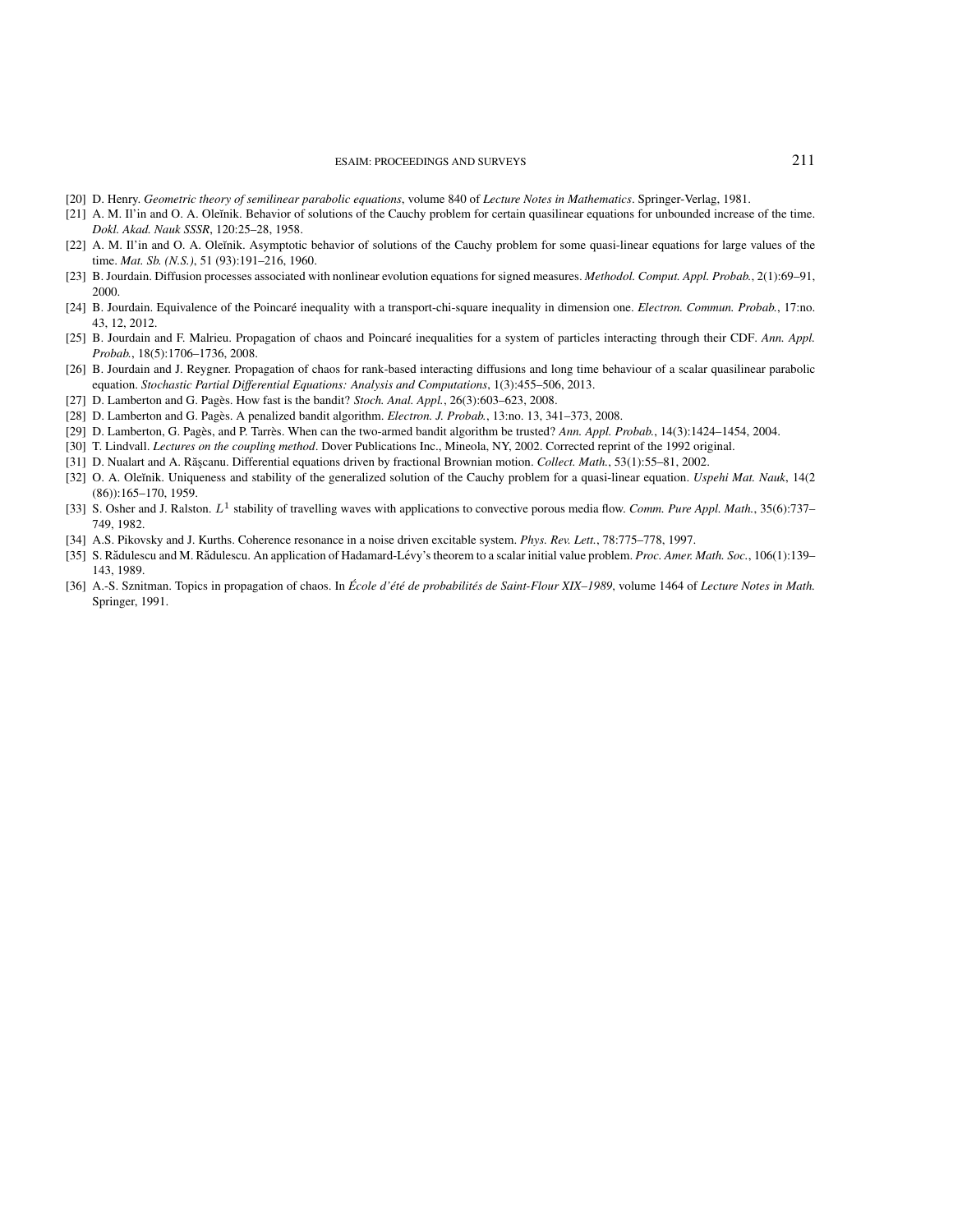[20] D. Henry. *Geometric theory of semilinear parabolic equations*, volume 840 of *Lecture Notes in Mathematics*. Springer-Verlag, 1981.

[21] A. M. Il'in and O. A. Oleĭnik. Behavior of solutions of the Cauchy problem for certain quasilinear equations for unbounded increase of the time. *Dokl. Akad. Nauk SSSR*, 120:25–28, 1958.

[22] A. M. Il'in and O. A. Oleĭnik. Asymptotic behavior of solutions of the Cauchy problem for some quasi-linear equations for large values of the time. *Mat. Sb. (N.S.)*, 51 (93):191–216, 1960.

[23] B. Jourdain. Diffusion processes associated with nonlinear evolution equations for signed measures. *Methodol. Comput. Appl. Probab.*, 2(1):69–91, 2000.

[24] B. Jourdain. Equivalence of the Poincaré inequality with a transport-chi-square inequality in dimension one. *Electron. Commun. Probab.*, 17:no. 43, 12, 2012.

[25] B. Jourdain and F. Malrieu. Propagation of chaos and Poincaré inequalities for a system of particles interacting through their CDF. *Ann. Appl. Probab.*, 18(5):1706–1736, 2008.

[26] B. Jourdain and J. Reygner. Propagation of chaos for rank-based interacting diffusions and long time behaviour of a scalar quasilinear parabolic equation. *Stochastic Partial Differential Equations: Analysis and Computations*, 1(3):455–506, 2013.

[27] D. Lamberton and G. Pagès. How fast is the bandit? *Stoch. Anal. Appl.*, 26(3):603–623, 2008.

[28] D. Lamberton and G. Pagès. A penalized bandit algorithm. *Electron. J. Probab.*, 13:no. 13, 341–373, 2008.

[29] D. Lamberton, G. Pagès, and P. Tarrès. When can the two-armed bandit algorithm be trusted? *Ann. Appl. Probab.*, 14(3):1424–1454, 2004.

[30] T. Lindvall. *Lectures on the coupling method*. Dover Publications Inc., Mineola, NY, 2002. Corrected reprint of the 1992 original.

[31] D. Nualart and A. Răşcanu. Differential equations driven by fractional Brownian motion. *Collect. Math.*, 53(1):55–81, 2002.

[32] O. A. Oleĭnik. Uniqueness and stability of the generalized solution of the Cauchy problem for a quasi-linear equation. *Uspehi Mat. Nauk*, 14(2 (86)):165–170, 1959.

[33] S. Osher and J. Ralston. $L^1$ stability of travelling waves with applications to convective porous media flow. *Comm. Pure Appl. Math.*, 35(6):737–749, 1982.

[34] A.S. Pikovsky and J. Kurths. Coherence resonance in a noise driven excitable system. *Phys. Rev. Lett.*, 78:775–778, 1997.

[35] S. Rădulescu and M. Rădulescu. An application of Hadamard-Lévy's theorem to a scalar initial value problem. *Proc. Amer. Math. Soc.*, 106(1):139–143, 1989.

[36] A.-S. Sznitman. Topics in propagation of chaos. In *École d'été de probabilités de Saint-Flour XIX–1989*, volume 1464 of *Lecture Notes in Math.* Springer, 1991.